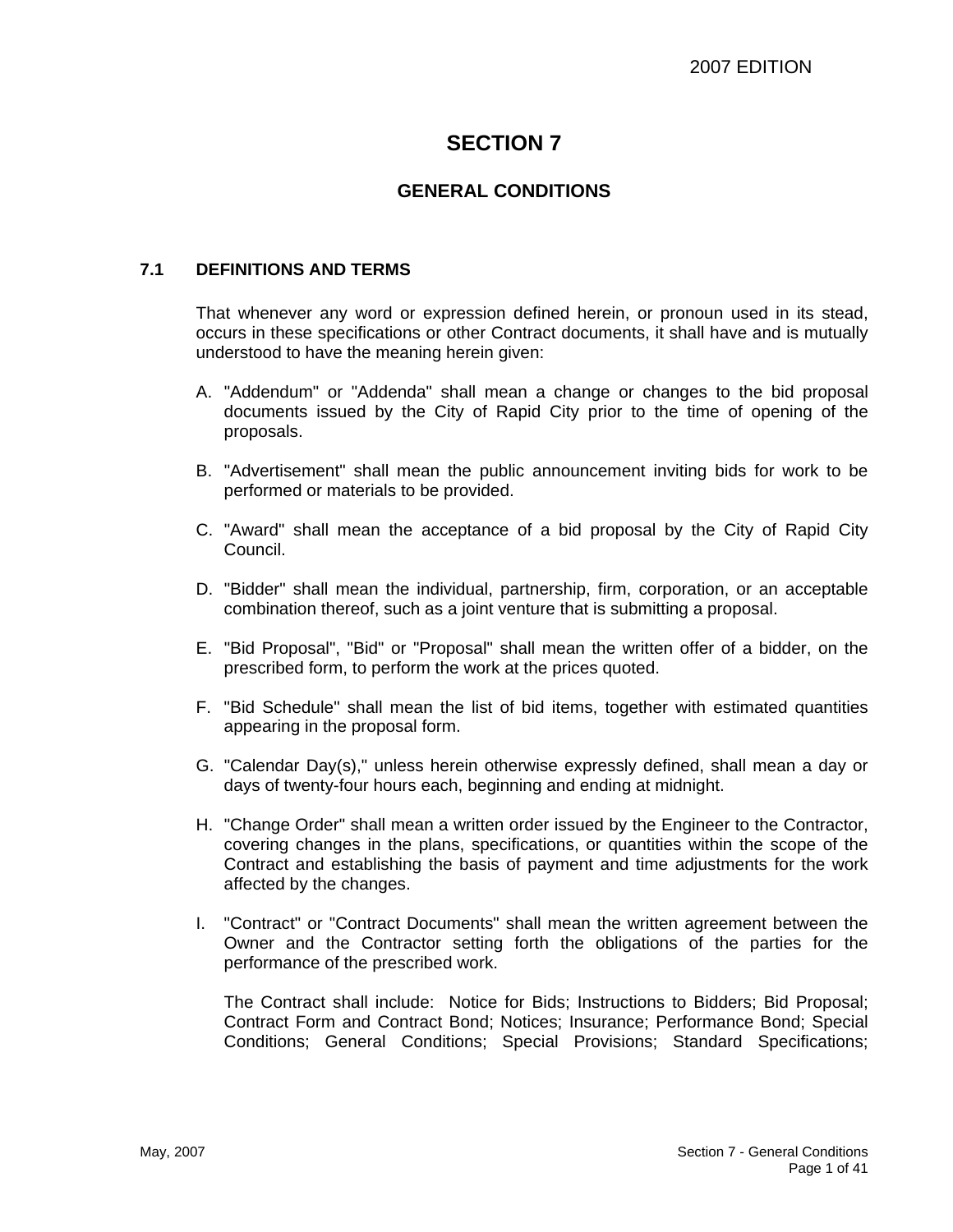# SECTION 7

## GENERAL CONDITIONS

### 7.1 DEFINITIONS AND TERMS

That whenever any word or expression defined herein, or pronoun used in its stead, occurs in these specifications or other Contract documents, it shall have and is mutually understood to have the meaning herein given:

A. "Addendum" or "Addenda" shall mean a change or changes to the bid proposal documents issued by the City of Rapid City prior to the time of opening of the proposals.

B. "Advertisement" shall mean the public announcement inviting bids for work to be performed or materials to be provided.

C. "Award" shall mean the acceptance of a bid proposal by the City of Rapid City Council.

D. "Bidder" shall mean the individual, partnership, firm, corporation, or an acceptable combination thereof, such as a joint venture that is submitting a proposal.

E. "Bid Proposal", "Bid" or "Proposal" shall mean the written offer of a bidder, on the prescribed form, to perform the work at the prices quoted.

F. "Bid Schedule" shall mean the list of bid items, together with estimated quantities appearing in the proposal form.

G. "Calendar Day(s)," unless herein otherwise expressly defined, shall mean a day or days of twenty-four hours each, beginning and ending at midnight.

H. "Change Order" shall mean a written order issued by the Engineer to the Contractor, covering changes in the plans, specifications, or quantities within the scope of the Contract and establishing the basis of payment and time adjustments for the work affected by the changes.

I. "Contract" or "Contract Documents" shall mean the written agreement between the Owner and the Contractor setting forth the obligations of the parties for the performance of the prescribed work.

   The Contract shall include: Notice for Bids; Instructions to Bidders; Bid Proposal; Contract Form and Contract Bond; Notices; Insurance; Performance Bond; Special Conditions; General Conditions; Special Provisions; Standard Specifications;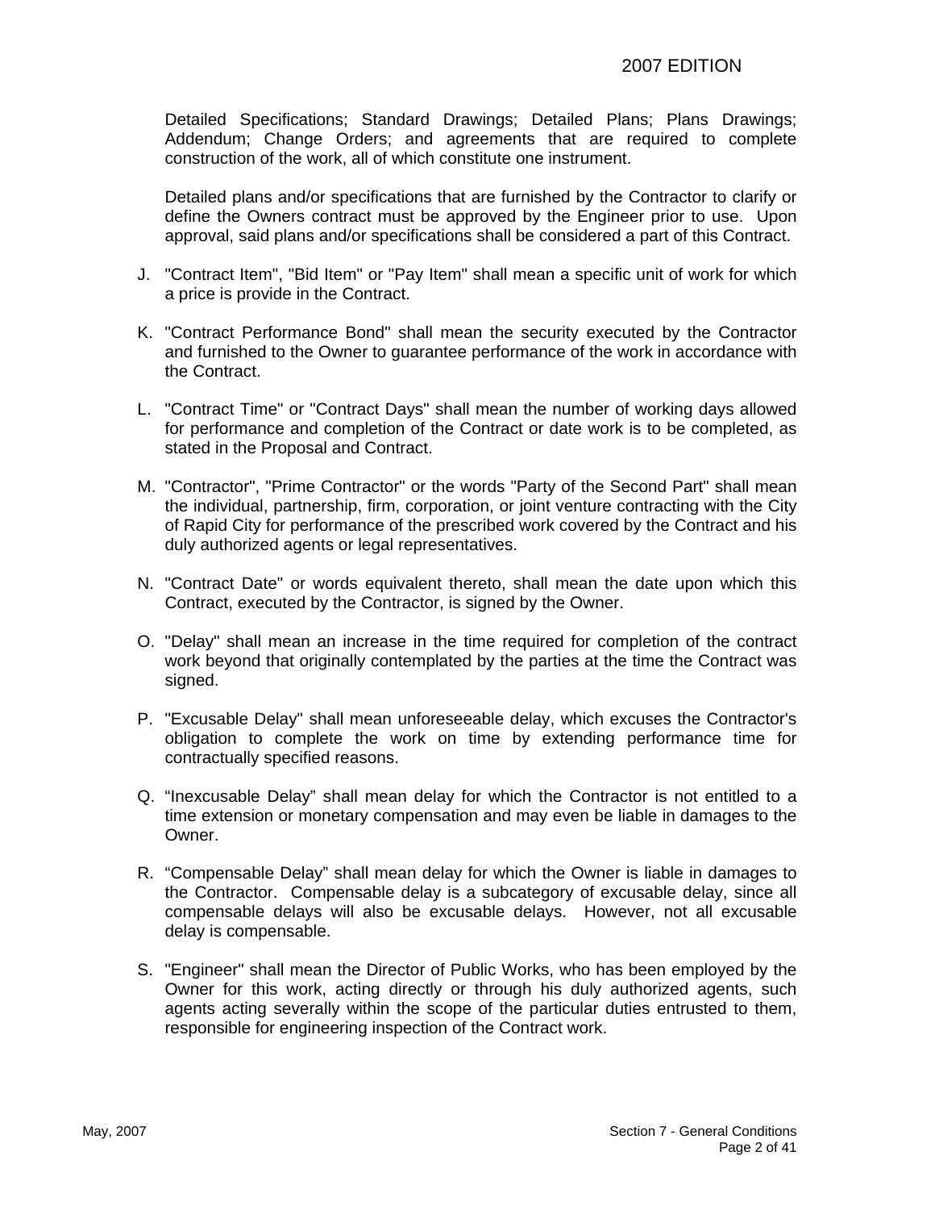Detailed Specifications; Standard Drawings; Detailed Plans; Plans Drawings; Addendum; Change Orders; and agreements that are required to complete construction of the work, all of which constitute one instrument.

Detailed plans and/or specifications that are furnished by the Contractor to clarify or define the Owners contract must be approved by the Engineer prior to use. Upon approval, said plans and/or specifications shall be considered a part of this Contract.

J. "Contract Item", "Bid Item" or "Pay Item" shall mean a specific unit of work for which a price is provide in the Contract.

K. "Contract Performance Bond" shall mean the security executed by the Contractor and furnished to the Owner to guarantee performance of the work in accordance with the Contract.

L. "Contract Time" or "Contract Days" shall mean the number of working days allowed for performance and completion of the Contract or date work is to be completed, as stated in the Proposal and Contract.

M. "Contractor", "Prime Contractor" or the words "Party of the Second Part" shall mean the individual, partnership, firm, corporation, or joint venture contracting with the City of Rapid City for performance of the prescribed work covered by the Contract and his duly authorized agents or legal representatives.

N. "Contract Date" or words equivalent thereto, shall mean the date upon which this Contract, executed by the Contractor, is signed by the Owner.

O. "Delay" shall mean an increase in the time required for completion of the contract work beyond that originally contemplated by the parties at the time the Contract was signed.

P. "Excusable Delay" shall mean unforeseeable delay, which excuses the Contractor's obligation to complete the work on time by extending performance time for contractually specified reasons.

Q. “Inexcusable Delay” shall mean delay for which the Contractor is not entitled to a time extension or monetary compensation and may even be liable in damages to the Owner.

R. “Compensable Delay” shall mean delay for which the Owner is liable in damages to the Contractor. Compensable delay is a subcategory of excusable delay, since all compensable delays will also be excusable delays. However, not all excusable delay is compensable.

S. "Engineer" shall mean the Director of Public Works, who has been employed by the Owner for this work, acting directly or through his duly authorized agents, such agents acting severally within the scope of the particular duties entrusted to them, responsible for engineering inspection of the Contract work.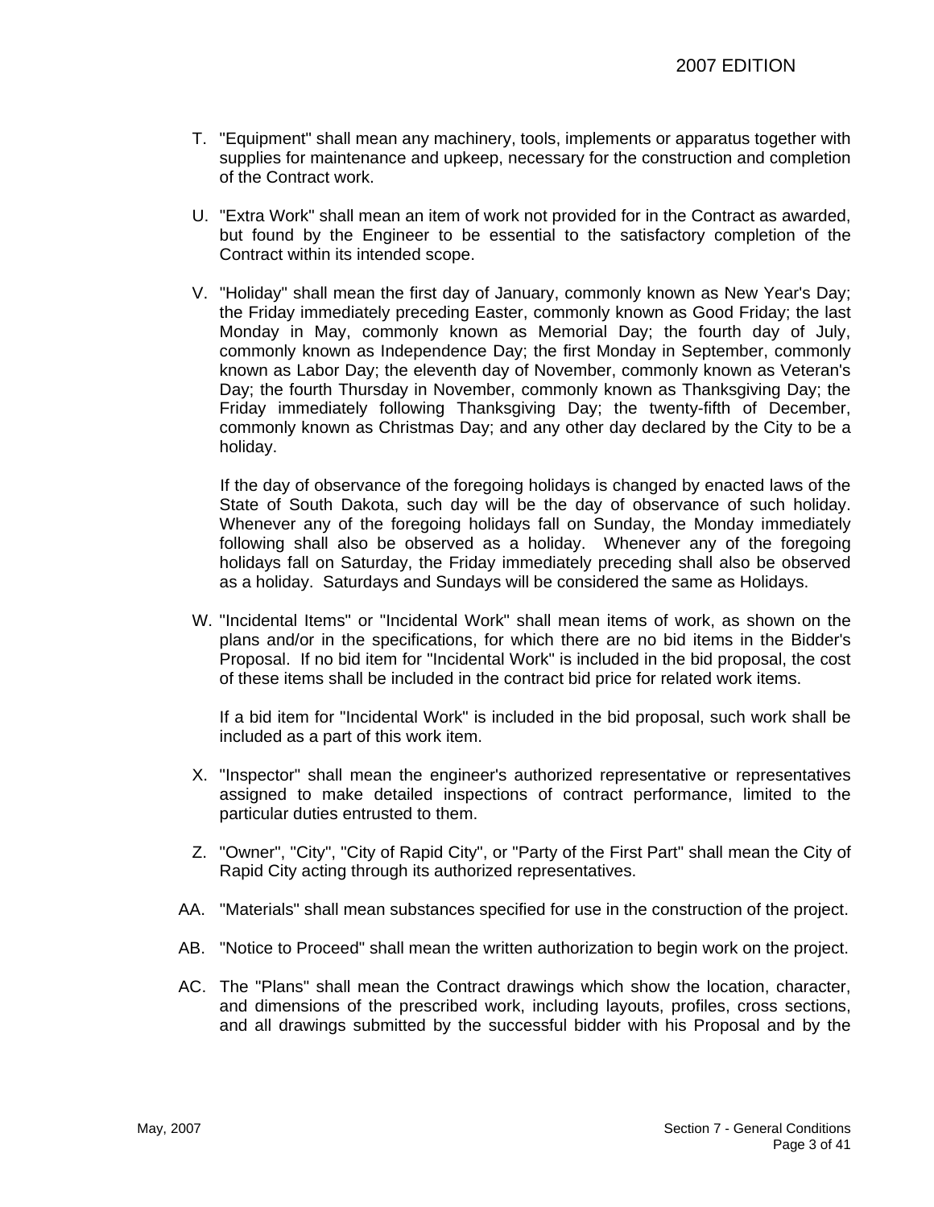T. "Equipment" shall mean any machinery, tools, implements or apparatus together with supplies for maintenance and upkeep, necessary for the construction and completion of the Contract work.

U. "Extra Work" shall mean an item of work not provided for in the Contract as awarded, but found by the Engineer to be essential to the satisfactory completion of the Contract within its intended scope.

V. "Holiday" shall mean the first day of January, commonly known as New Year's Day; the Friday immediately preceding Easter, commonly known as Good Friday; the last Monday in May, commonly known as Memorial Day; the fourth day of July, commonly known as Independence Day; the first Monday in September, commonly known as Labor Day; the eleventh day of November, commonly known as Veteran's Day; the fourth Thursday in November, commonly known as Thanksgiving Day; the Friday immediately following Thanksgiving Day; the twenty-fifth of December, commonly known as Christmas Day; and any other day declared by the City to be a holiday.

   If the day of observance of the foregoing holidays is changed by enacted laws of the State of South Dakota, such day will be the day of observance of such holiday. Whenever any of the foregoing holidays fall on Sunday, the Monday immediately following shall also be observed as a holiday. Whenever any of the foregoing holidays fall on Saturday, the Friday immediately preceding shall also be observed as a holiday. Saturdays and Sundays will be considered the same as Holidays.

W. "Incidental Items" or "Incidental Work" shall mean items of work, as shown on the plans and/or in the specifications, for which there are no bid items in the Bidder's Proposal. If no bid item for "Incidental Work" is included in the bid proposal, the cost of these items shall be included in the contract bid price for related work items.

   If a bid item for "Incidental Work" is included in the bid proposal, such work shall be included as a part of this work item.

X. "Inspector" shall mean the engineer's authorized representative or representatives assigned to make detailed inspections of contract performance, limited to the particular duties entrusted to them.

Z. "Owner", "City", "City of Rapid City", or "Party of the First Part" shall mean the City of Rapid City acting through its authorized representatives.

AA. "Materials" shall mean substances specified for use in the construction of the project.

AB. "Notice to Proceed" shall mean the written authorization to begin work on the project.

AC. The "Plans" shall mean the Contract drawings which show the location, character, and dimensions of the prescribed work, including layouts, profiles, cross sections, and all drawings submitted by the successful bidder with his Proposal and by the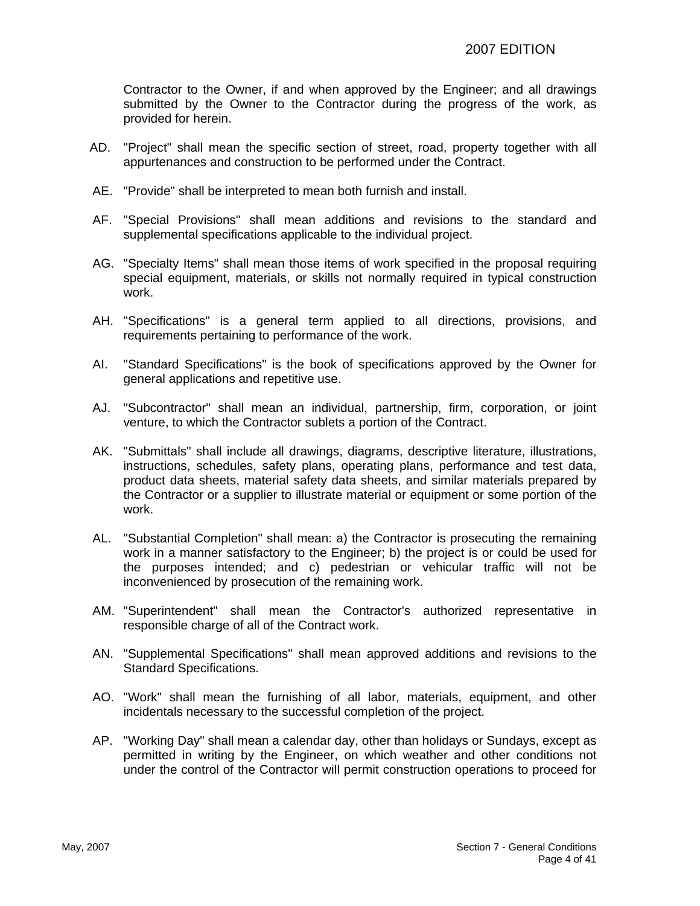Contractor to the Owner, if and when approved by the Engineer; and all drawings submitted by the Owner to the Contractor during the progress of the work, as provided for herein.

AD. "Project" shall mean the specific section of street, road, property together with all appurtenances and construction to be performed under the Contract.

AE. "Provide" shall be interpreted to mean both furnish and install.

AF. "Special Provisions" shall mean additions and revisions to the standard and supplemental specifications applicable to the individual project.

AG. "Specialty Items" shall mean those items of work specified in the proposal requiring special equipment, materials, or skills not normally required in typical construction work.

AH. "Specifications" is a general term applied to all directions, provisions, and requirements pertaining to performance of the work.

AI. "Standard Specifications" is the book of specifications approved by the Owner for general applications and repetitive use.

AJ. "Subcontractor" shall mean an individual, partnership, firm, corporation, or joint venture, to which the Contractor sublets a portion of the Contract.

AK. "Submittals" shall include all drawings, diagrams, descriptive literature, illustrations, instructions, schedules, safety plans, operating plans, performance and test data, product data sheets, material safety data sheets, and similar materials prepared by the Contractor or a supplier to illustrate material or equipment or some portion of the work.

AL. "Substantial Completion" shall mean: a) the Contractor is prosecuting the remaining work in a manner satisfactory to the Engineer; b) the project is or could be used for the purposes intended; and c) pedestrian or vehicular traffic will not be inconvenienced by prosecution of the remaining work.

AM. "Superintendent" shall mean the Contractor's authorized representative in responsible charge of all of the Contract work.

AN. "Supplemental Specifications" shall mean approved additions and revisions to the Standard Specifications.

AO. "Work" shall mean the furnishing of all labor, materials, equipment, and other incidentals necessary to the successful completion of the project.

AP. "Working Day" shall mean a calendar day, other than holidays or Sundays, except as permitted in writing by the Engineer, on which weather and other conditions not under the control of the Contractor will permit construction operations to proceed for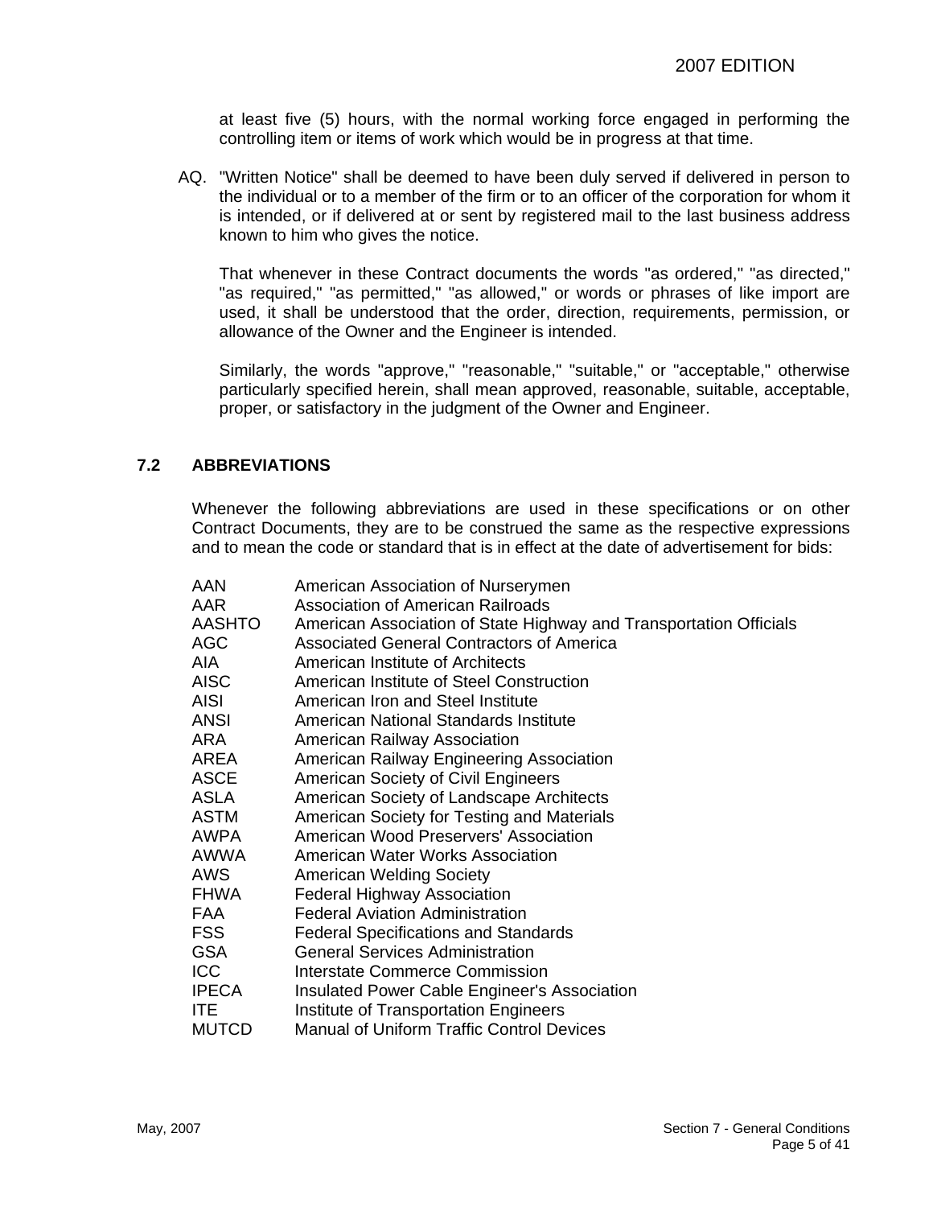at least five (5) hours, with the normal working force engaged in performing the controlling item or items of work which would be in progress at that time.

AQ. "Written Notice" shall be deemed to have been duly served if delivered in person to the individual or to a member of the firm or to an officer of the corporation for whom it is intended, or if delivered at or sent by registered mail to the last business address known to him who gives the notice.

That whenever in these Contract documents the words "as ordered," "as directed," "as required," "as permitted," "as allowed," or words or phrases of like import are used, it shall be understood that the order, direction, requirements, permission, or allowance of the Owner and the Engineer is intended.

Similarly, the words "approve," "reasonable," "suitable," or "acceptable," otherwise particularly specified herein, shall mean approved, reasonable, suitable, acceptable, proper, or satisfactory in the judgment of the Owner and Engineer.

## 7.2 ABBREVIATIONS

Whenever the following abbreviations are used in these specifications or on other Contract Documents, they are to be construed the same as the respective expressions and to mean the code or standard that is in effect at the date of advertisement for bids:

| | |
|---|---|
| AAN | American Association of Nurserymen |
| AAR | Association of American Railroads |
| AASHTO | American Association of State Highway and Transportation Officials |
| AGC | Associated General Contractors of America |
| AIA | American Institute of Architects |
| AISC | American Institute of Steel Construction |
| AISI | American Iron and Steel Institute |
| ANSI | American National Standards Institute |
| ARA | American Railway Association |
| AREA | American Railway Engineering Association |
| ASCE | American Society of Civil Engineers |
| ASLA | American Society of Landscape Architects |
| ASTM | American Society for Testing and Materials |
| AWPA | American Wood Preservers' Association |
| AWWA | American Water Works Association |
| AWS | American Welding Society |
| FHWA | Federal Highway Association |
| FAA | Federal Aviation Administration |
| FSS | Federal Specifications and Standards |
| GSA | General Services Administration |
| ICC | Interstate Commerce Commission |
| IPECA | Insulated Power Cable Engineer's Association |
| ITE | Institute of Transportation Engineers |
| MUTCD | Manual of Uniform Traffic Control Devices |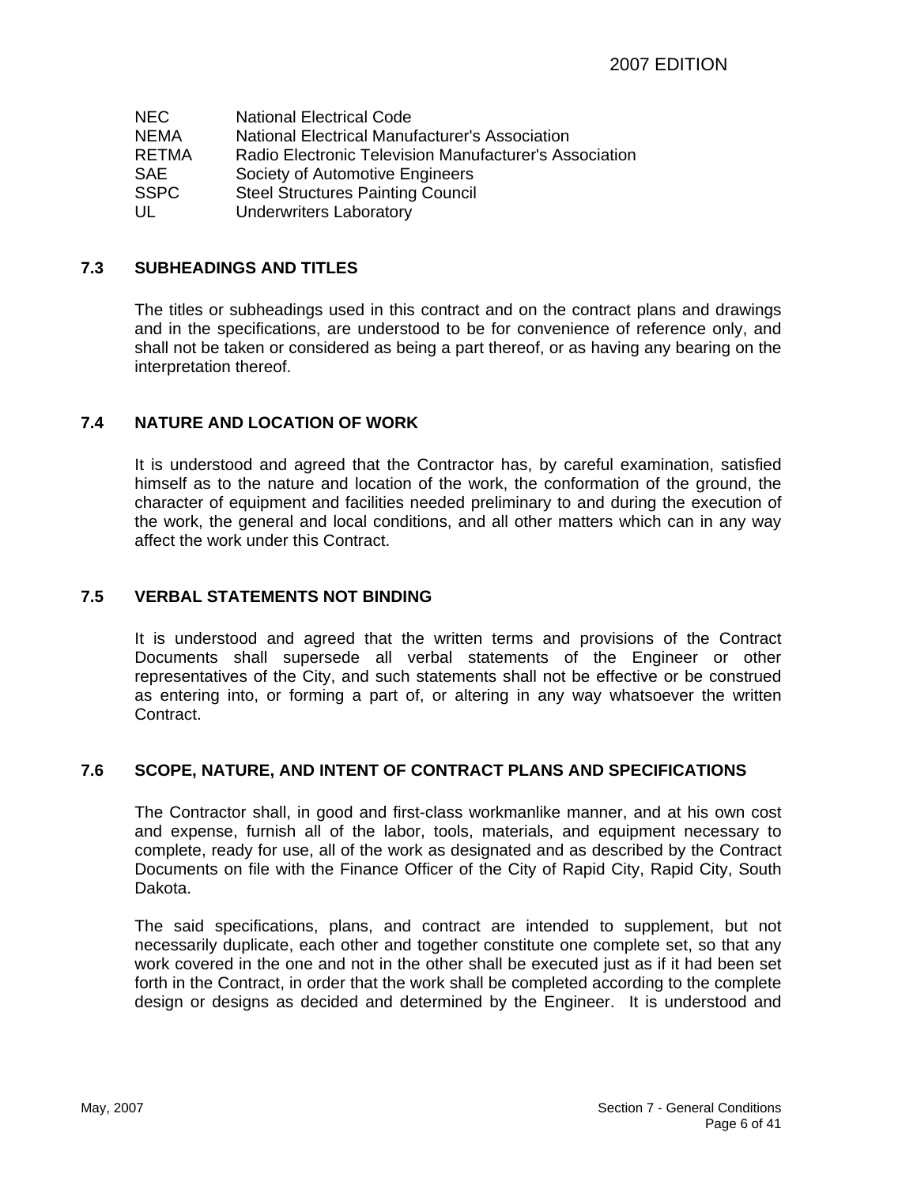| | |
|---|---|
| NEC | National Electrical Code |
| NEMA | National Electrical Manufacturer's Association |
| RETMA | Radio Electronic Television Manufacturer's Association |
| SAE | Society of Automotive Engineers |
| SSPC | Steel Structures Painting Council |
| UL | Underwriters Laboratory |

## 7.3 SUBHEADINGS AND TITLES

The titles or subheadings used in this contract and on the contract plans and drawings and in the specifications, are understood to be for convenience of reference only, and shall not be taken or considered as being a part thereof, or as having any bearing on the interpretation thereof.

## 7.4 NATURE AND LOCATION OF WORK

It is understood and agreed that the Contractor has, by careful examination, satisfied himself as to the nature and location of the work, the conformation of the ground, the character of equipment and facilities needed preliminary to and during the execution of the work, the general and local conditions, and all other matters which can in any way affect the work under this Contract.

## 7.5 VERBAL STATEMENTS NOT BINDING

It is understood and agreed that the written terms and provisions of the Contract Documents shall supersede all verbal statements of the Engineer or other representatives of the City, and such statements shall not be effective or be construed as entering into, or forming a part of, or altering in any way whatsoever the written Contract.

## 7.6 SCOPE, NATURE, AND INTENT OF CONTRACT PLANS AND SPECIFICATIONS

The Contractor shall, in good and first-class workmanlike manner, and at his own cost and expense, furnish all of the labor, tools, materials, and equipment necessary to complete, ready for use, all of the work as designated and as described by the Contract Documents on file with the Finance Officer of the City of Rapid City, Rapid City, South Dakota.

The said specifications, plans, and contract are intended to supplement, but not necessarily duplicate, each other and together constitute one complete set, so that any work covered in the one and not in the other shall be executed just as if it had been set forth in the Contract, in order that the work shall be completed according to the complete design or designs as decided and determined by the Engineer. It is understood and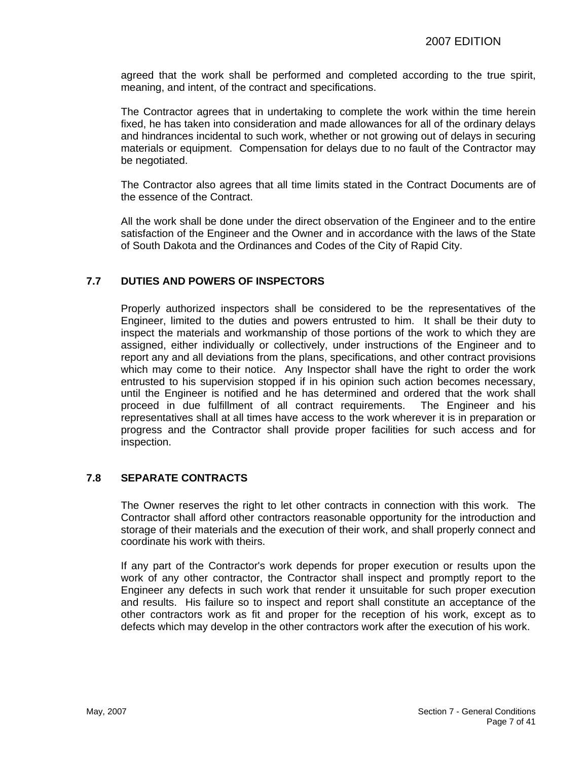agreed that the work shall be performed and completed according to the true spirit, meaning, and intent, of the contract and specifications.

The Contractor agrees that in undertaking to complete the work within the time herein fixed, he has taken into consideration and made allowances for all of the ordinary delays and hindrances incidental to such work, whether or not growing out of delays in securing materials or equipment. Compensation for delays due to no fault of the Contractor may be negotiated.

The Contractor also agrees that all time limits stated in the Contract Documents are of the essence of the Contract.

All the work shall be done under the direct observation of the Engineer and to the entire satisfaction of the Engineer and the Owner and in accordance with the laws of the State of South Dakota and the Ordinances and Codes of the City of Rapid City.

## 7.7 DUTIES AND POWERS OF INSPECTORS

Properly authorized inspectors shall be considered to be the representatives of the Engineer, limited to the duties and powers entrusted to him. It shall be their duty to inspect the materials and workmanship of those portions of the work to which they are assigned, either individually or collectively, under instructions of the Engineer and to report any and all deviations from the plans, specifications, and other contract provisions which may come to their notice. Any Inspector shall have the right to order the work entrusted to his supervision stopped if in his opinion such action becomes necessary, until the Engineer is notified and he has determined and ordered that the work shall proceed in due fulfillment of all contract requirements. The Engineer and his representatives shall at all times have access to the work wherever it is in preparation or progress and the Contractor shall provide proper facilities for such access and for inspection.

## 7.8 SEPARATE CONTRACTS

The Owner reserves the right to let other contracts in connection with this work. The Contractor shall afford other contractors reasonable opportunity for the introduction and storage of their materials and the execution of their work, and shall properly connect and coordinate his work with theirs.

If any part of the Contractor's work depends for proper execution or results upon the work of any other contractor, the Contractor shall inspect and promptly report to the Engineer any defects in such work that render it unsuitable for such proper execution and results. His failure so to inspect and report shall constitute an acceptance of the other contractors work as fit and proper for the reception of his work, except as to defects which may develop in the other contractors work after the execution of his work.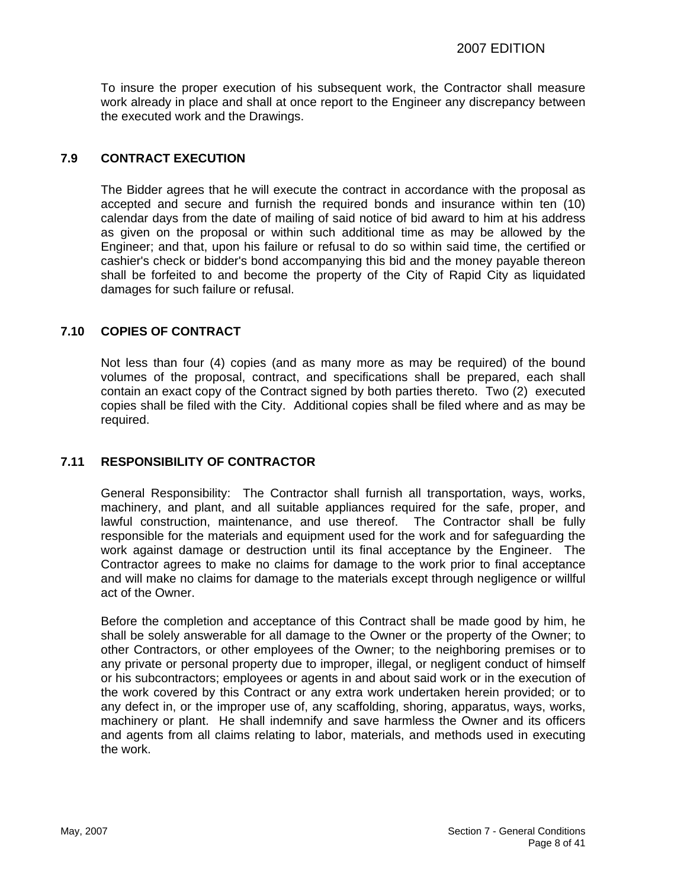To insure the proper execution of his subsequent work, the Contractor shall measure work already in place and shall at once report to the Engineer any discrepancy between the executed work and the Drawings.

## 7.9 CONTRACT EXECUTION

The Bidder agrees that he will execute the contract in accordance with the proposal as accepted and secure and furnish the required bonds and insurance within ten (10) calendar days from the date of mailing of said notice of bid award to him at his address as given on the proposal or within such additional time as may be allowed by the Engineer; and that, upon his failure or refusal to do so within said time, the certified or cashier's check or bidder's bond accompanying this bid and the money payable thereon shall be forfeited to and become the property of the City of Rapid City as liquidated damages for such failure or refusal.

## 7.10 COPIES OF CONTRACT

Not less than four (4) copies (and as many more as may be required) of the bound volumes of the proposal, contract, and specifications shall be prepared, each shall contain an exact copy of the Contract signed by both parties thereto. Two (2) executed copies shall be filed with the City. Additional copies shall be filed where and as may be required.

## 7.11 RESPONSIBILITY OF CONTRACTOR

General Responsibility: The Contractor shall furnish all transportation, ways, works, machinery, and plant, and all suitable appliances required for the safe, proper, and lawful construction, maintenance, and use thereof. The Contractor shall be fully responsible for the materials and equipment used for the work and for safeguarding the work against damage or destruction until its final acceptance by the Engineer. The Contractor agrees to make no claims for damage to the work prior to final acceptance and will make no claims for damage to the materials except through negligence or willful act of the Owner.

Before the completion and acceptance of this Contract shall be made good by him, he shall be solely answerable for all damage to the Owner or the property of the Owner; to other Contractors, or other employees of the Owner; to the neighboring premises or to any private or personal property due to improper, illegal, or negligent conduct of himself or his subcontractors; employees or agents in and about said work or in the execution of the work covered by this Contract or any extra work undertaken herein provided; or to any defect in, or the improper use of, any scaffolding, shoring, apparatus, ways, works, machinery or plant. He shall indemnify and save harmless the Owner and its officers and agents from all claims relating to labor, materials, and methods used in executing the work.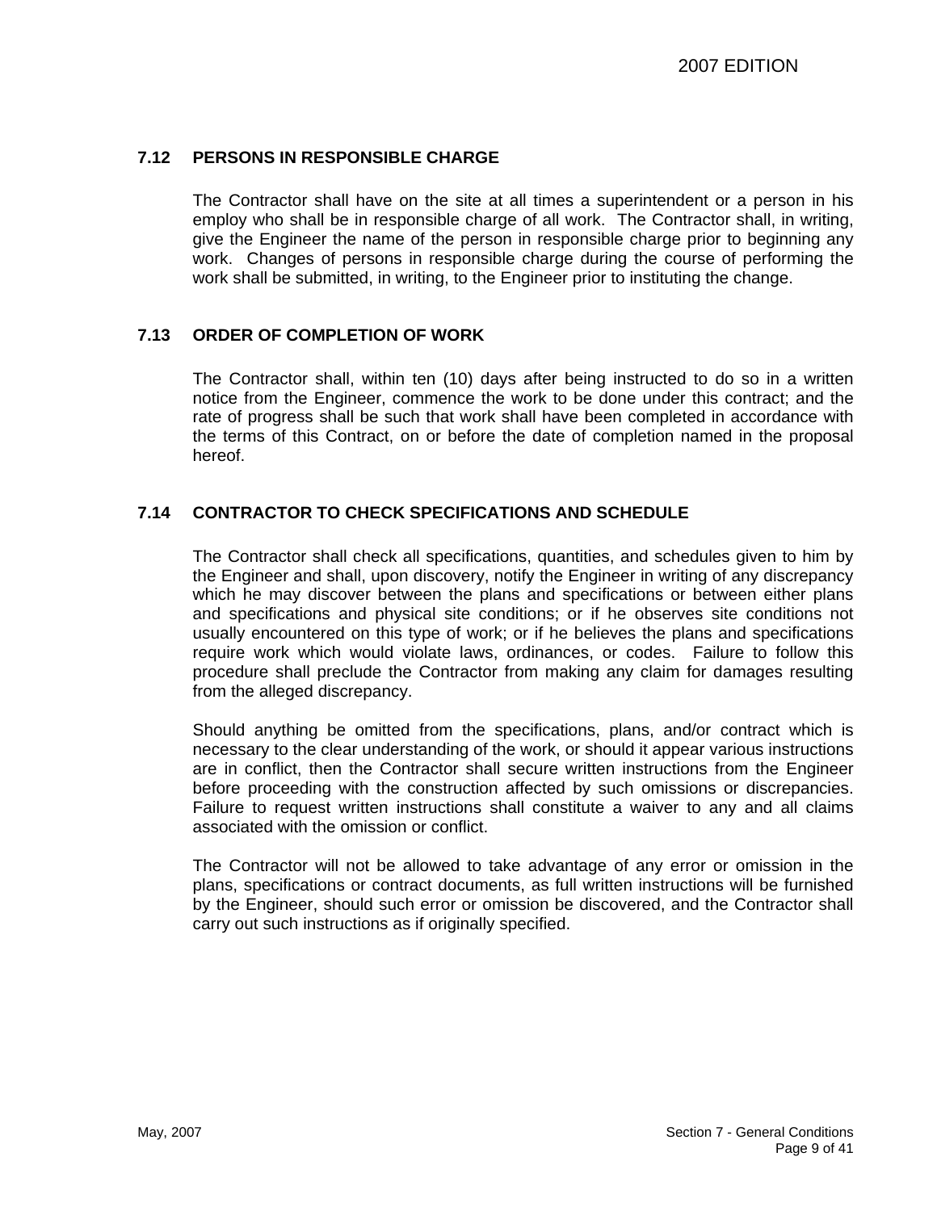## 7.12 PERSONS IN RESPONSIBLE CHARGE

The Contractor shall have on the site at all times a superintendent or a person in his employ who shall be in responsible charge of all work. The Contractor shall, in writing, give the Engineer the name of the person in responsible charge prior to beginning any work. Changes of persons in responsible charge during the course of performing the work shall be submitted, in writing, to the Engineer prior to instituting the change.

## 7.13 ORDER OF COMPLETION OF WORK

The Contractor shall, within ten (10) days after being instructed to do so in a written notice from the Engineer, commence the work to be done under this contract; and the rate of progress shall be such that work shall have been completed in accordance with the terms of this Contract, on or before the date of completion named in the proposal hereof.

## 7.14 CONTRACTOR TO CHECK SPECIFICATIONS AND SCHEDULE

The Contractor shall check all specifications, quantities, and schedules given to him by the Engineer and shall, upon discovery, notify the Engineer in writing of any discrepancy which he may discover between the plans and specifications or between either plans and specifications and physical site conditions; or if he observes site conditions not usually encountered on this type of work; or if he believes the plans and specifications require work which would violate laws, ordinances, or codes. Failure to follow this procedure shall preclude the Contractor from making any claim for damages resulting from the alleged discrepancy.

Should anything be omitted from the specifications, plans, and/or contract which is necessary to the clear understanding of the work, or should it appear various instructions are in conflict, then the Contractor shall secure written instructions from the Engineer before proceeding with the construction affected by such omissions or discrepancies. Failure to request written instructions shall constitute a waiver to any and all claims associated with the omission or conflict.

The Contractor will not be allowed to take advantage of any error or omission in the plans, specifications or contract documents, as full written instructions will be furnished by the Engineer, should such error or omission be discovered, and the Contractor shall carry out such instructions as if originally specified.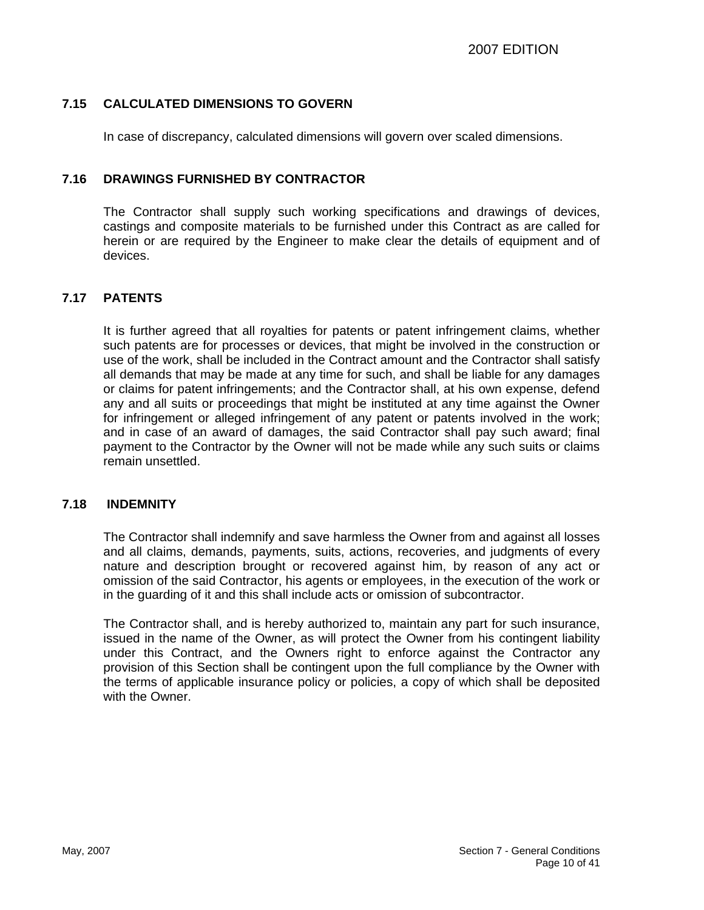### 7.15 CALCULATED DIMENSIONS TO GOVERN

In case of discrepancy, calculated dimensions will govern over scaled dimensions.

### 7.16 DRAWINGS FURNISHED BY CONTRACTOR

The Contractor shall supply such working specifications and drawings of devices, castings and composite materials to be furnished under this Contract as are called for herein or are required by the Engineer to make clear the details of equipment and of devices.

### 7.17 PATENTS

It is further agreed that all royalties for patents or patent infringement claims, whether such patents are for processes or devices, that might be involved in the construction or use of the work, shall be included in the Contract amount and the Contractor shall satisfy all demands that may be made at any time for such, and shall be liable for any damages or claims for patent infringements; and the Contractor shall, at his own expense, defend any and all suits or proceedings that might be instituted at any time against the Owner for infringement or alleged infringement of any patent or patents involved in the work; and in case of an award of damages, the said Contractor shall pay such award; final payment to the Contractor by the Owner will not be made while any such suits or claims remain unsettled.

### 7.18 INDEMNITY

The Contractor shall indemnify and save harmless the Owner from and against all losses and all claims, demands, payments, suits, actions, recoveries, and judgments of every nature and description brought or recovered against him, by reason of any act or omission of the said Contractor, his agents or employees, in the execution of the work or in the guarding of it and this shall include acts or omission of subcontractor.

The Contractor shall, and is hereby authorized to, maintain any part for such insurance, issued in the name of the Owner, as will protect the Owner from his contingent liability under this Contract, and the Owners right to enforce against the Contractor any provision of this Section shall be contingent upon the full compliance by the Owner with the terms of applicable insurance policy or policies, a copy of which shall be deposited with the Owner.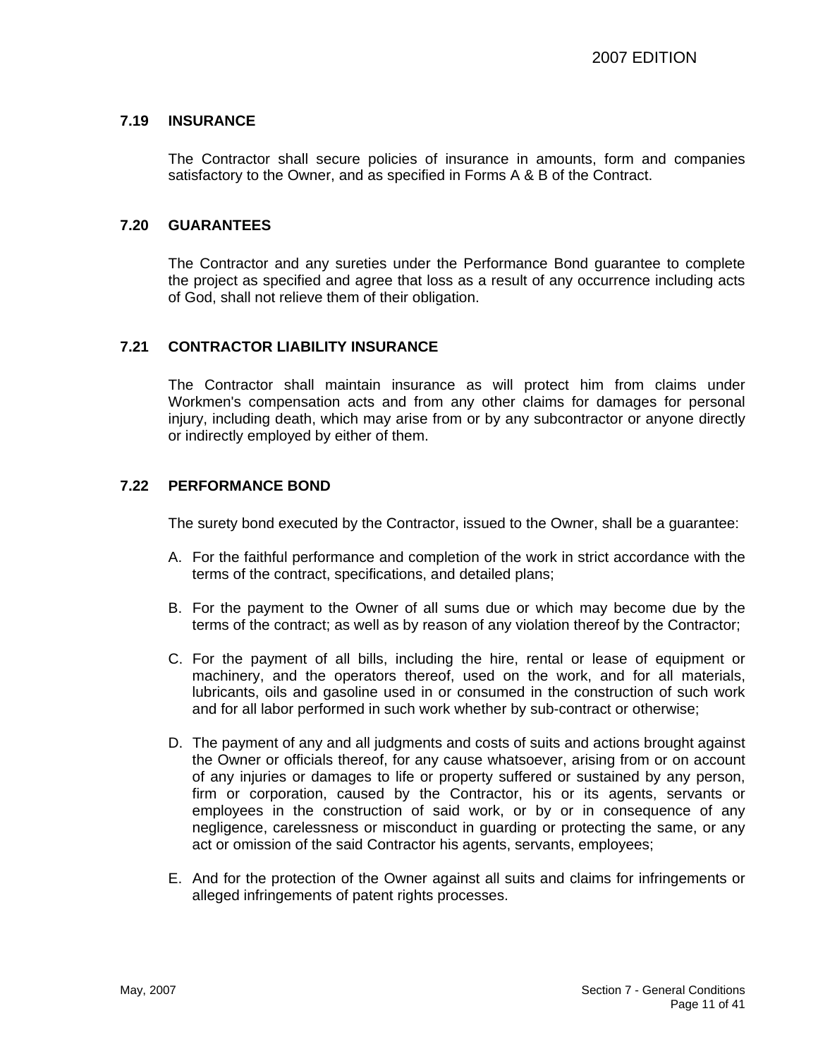### 7.19 INSURANCE

The Contractor shall secure policies of insurance in amounts, form and companies satisfactory to the Owner, and as specified in Forms A & B of the Contract.

### 7.20 GUARANTEES

The Contractor and any sureties under the Performance Bond guarantee to complete the project as specified and agree that loss as a result of any occurrence including acts of God, shall not relieve them of their obligation.

### 7.21 CONTRACTOR LIABILITY INSURANCE

The Contractor shall maintain insurance as will protect him from claims under Workmen's compensation acts and from any other claims for damages for personal injury, including death, which may arise from or by any subcontractor or anyone directly or indirectly employed by either of them.

### 7.22 PERFORMANCE BOND

The surety bond executed by the Contractor, issued to the Owner, shall be a guarantee:

A. For the faithful performance and completion of the work in strict accordance with the terms of the contract, specifications, and detailed plans;

B. For the payment to the Owner of all sums due or which may become due by the terms of the contract; as well as by reason of any violation thereof by the Contractor;

C. For the payment of all bills, including the hire, rental or lease of equipment or machinery, and the operators thereof, used on the work, and for all materials, lubricants, oils and gasoline used in or consumed in the construction of such work and for all labor performed in such work whether by sub-contract or otherwise;

D. The payment of any and all judgments and costs of suits and actions brought against the Owner or officials thereof, for any cause whatsoever, arising from or on account of any injuries or damages to life or property suffered or sustained by any person, firm or corporation, caused by the Contractor, his or its agents, servants or employees in the construction of said work, or by or in consequence of any negligence, carelessness or misconduct in guarding or protecting the same, or any act or omission of the said Contractor his agents, servants, employees;

E. And for the protection of the Owner against all suits and claims for infringements or alleged infringements of patent rights processes.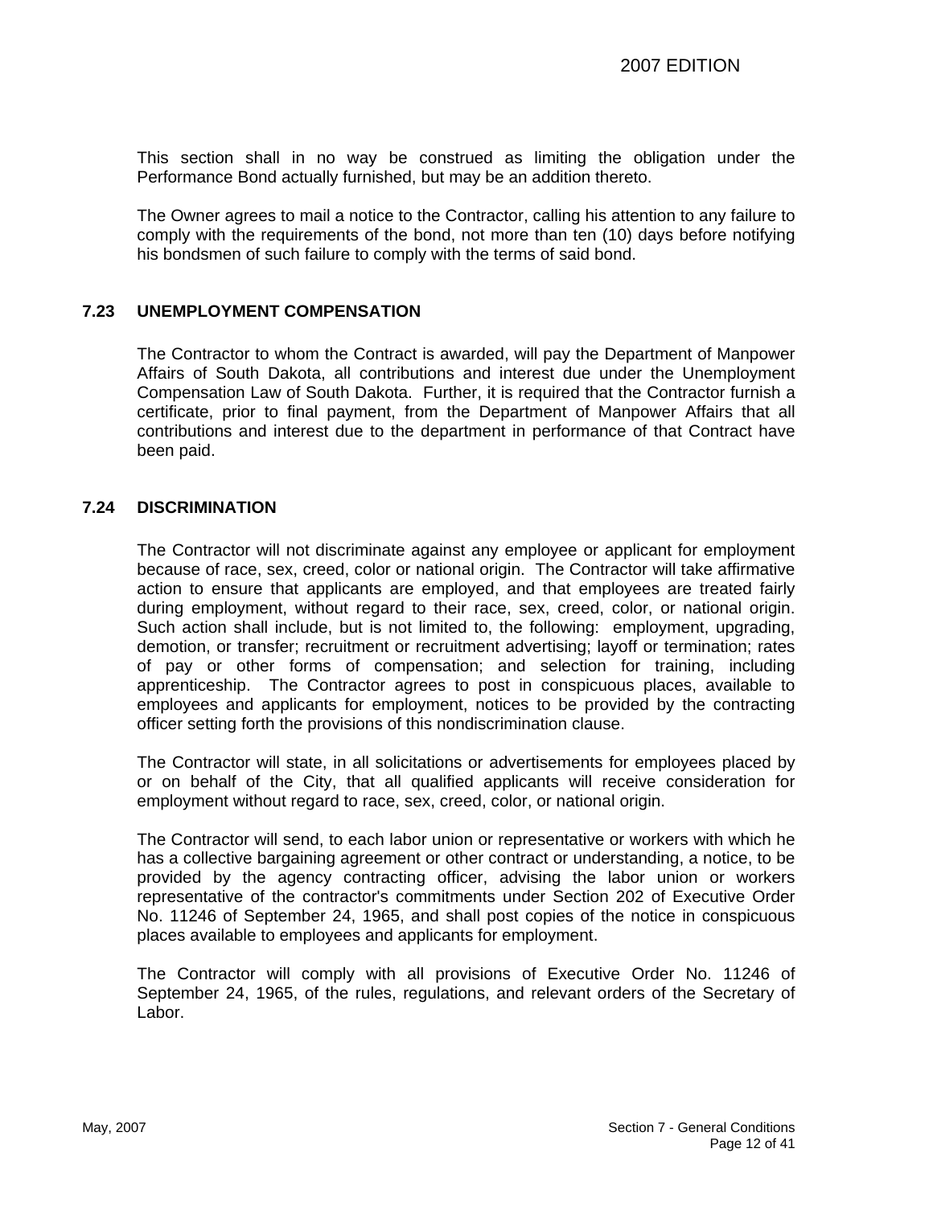This section shall in no way be construed as limiting the obligation under the Performance Bond actually furnished, but may be an addition thereto.

The Owner agrees to mail a notice to the Contractor, calling his attention to any failure to comply with the requirements of the bond, not more than ten (10) days before notifying his bondsmen of such failure to comply with the terms of said bond.

### 7.23 UNEMPLOYMENT COMPENSATION

The Contractor to whom the Contract is awarded, will pay the Department of Manpower Affairs of South Dakota, all contributions and interest due under the Unemployment Compensation Law of South Dakota. Further, it is required that the Contractor furnish a certificate, prior to final payment, from the Department of Manpower Affairs that all contributions and interest due to the department in performance of that Contract have been paid.

### 7.24 DISCRIMINATION

The Contractor will not discriminate against any employee or applicant for employment because of race, sex, creed, color or national origin. The Contractor will take affirmative action to ensure that applicants are employed, and that employees are treated fairly during employment, without regard to their race, sex, creed, color, or national origin. Such action shall include, but is not limited to, the following: employment, upgrading, demotion, or transfer; recruitment or recruitment advertising; layoff or termination; rates of pay or other forms of compensation; and selection for training, including apprenticeship. The Contractor agrees to post in conspicuous places, available to employees and applicants for employment, notices to be provided by the contracting officer setting forth the provisions of this nondiscrimination clause.

The Contractor will state, in all solicitations or advertisements for employees placed by or on behalf of the City, that all qualified applicants will receive consideration for employment without regard to race, sex, creed, color, or national origin.

The Contractor will send, to each labor union or representative or workers with which he has a collective bargaining agreement or other contract or understanding, a notice, to be provided by the agency contracting officer, advising the labor union or workers representative of the contractor's commitments under Section 202 of Executive Order No. 11246 of September 24, 1965, and shall post copies of the notice in conspicuous places available to employees and applicants for employment.

The Contractor will comply with all provisions of Executive Order No. 11246 of September 24, 1965, of the rules, regulations, and relevant orders of the Secretary of Labor.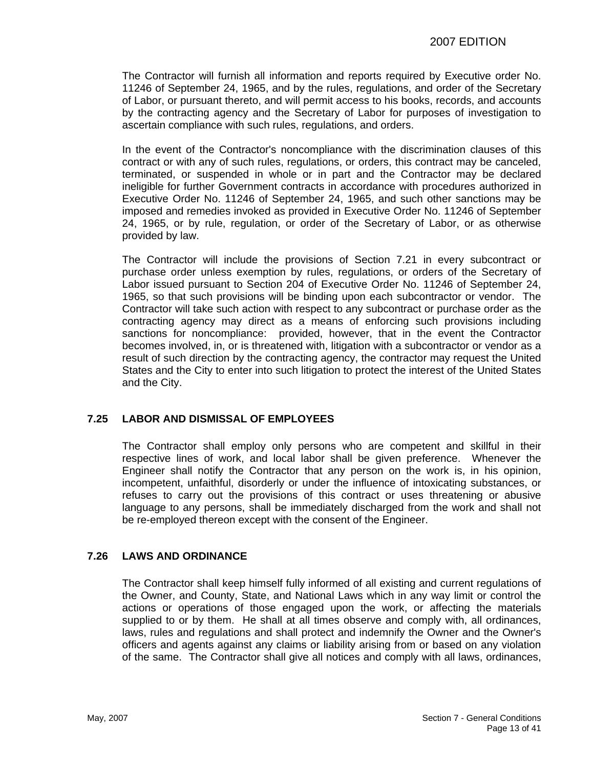The Contractor will furnish all information and reports required by Executive order No. 11246 of September 24, 1965, and by the rules, regulations, and order of the Secretary of Labor, or pursuant thereto, and will permit access to his books, records, and accounts by the contracting agency and the Secretary of Labor for purposes of investigation to ascertain compliance with such rules, regulations, and orders.

In the event of the Contractor's noncompliance with the discrimination clauses of this contract or with any of such rules, regulations, or orders, this contract may be canceled, terminated, or suspended in whole or in part and the Contractor may be declared ineligible for further Government contracts in accordance with procedures authorized in Executive Order No. 11246 of September 24, 1965, and such other sanctions may be imposed and remedies invoked as provided in Executive Order No. 11246 of September 24, 1965, or by rule, regulation, or order of the Secretary of Labor, or as otherwise provided by law.

The Contractor will include the provisions of Section 7.21 in every subcontract or purchase order unless exemption by rules, regulations, or orders of the Secretary of Labor issued pursuant to Section 204 of Executive Order No. 11246 of September 24, 1965, so that such provisions will be binding upon each subcontractor or vendor. The Contractor will take such action with respect to any subcontract or purchase order as the contracting agency may direct as a means of enforcing such provisions including sanctions for noncompliance: provided, however, that in the event the Contractor becomes involved, in, or is threatened with, litigation with a subcontractor or vendor as a result of such direction by the contracting agency, the contractor may request the United States and the City to enter into such litigation to protect the interest of the United States and the City.

## 7.25 LABOR AND DISMISSAL OF EMPLOYEES

The Contractor shall employ only persons who are competent and skillful in their respective lines of work, and local labor shall be given preference. Whenever the Engineer shall notify the Contractor that any person on the work is, in his opinion, incompetent, unfaithful, disorderly or under the influence of intoxicating substances, or refuses to carry out the provisions of this contract or uses threatening or abusive language to any persons, shall be immediately discharged from the work and shall not be re-employed thereon except with the consent of the Engineer.

## 7.26 LAWS AND ORDINANCE

The Contractor shall keep himself fully informed of all existing and current regulations of the Owner, and County, State, and National Laws which in any way limit or control the actions or operations of those engaged upon the work, or affecting the materials supplied to or by them. He shall at all times observe and comply with, all ordinances, laws, rules and regulations and shall protect and indemnify the Owner and the Owner's officers and agents against any claims or liability arising from or based on any violation of the same. The Contractor shall give all notices and comply with all laws, ordinances,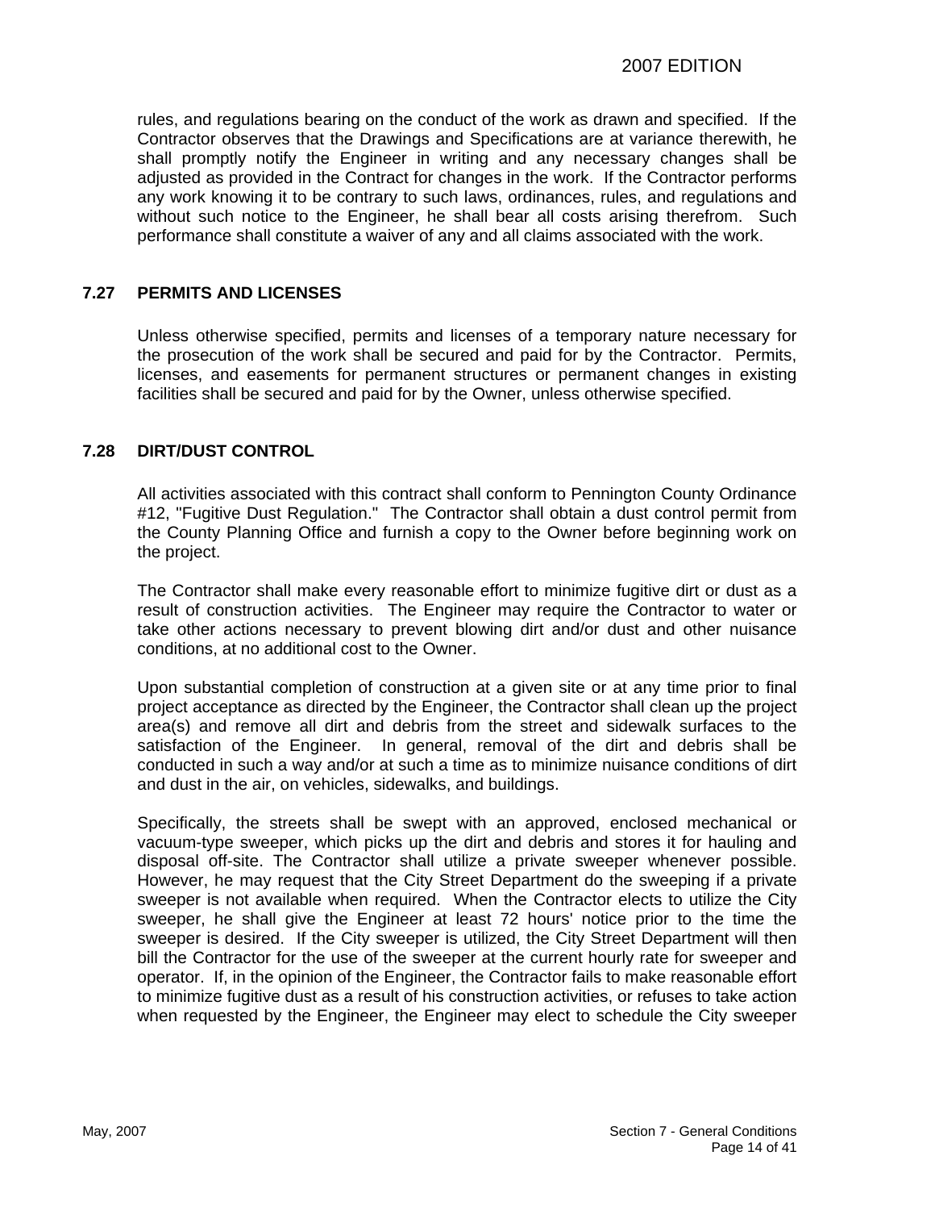rules, and regulations bearing on the conduct of the work as drawn and specified. If the Contractor observes that the Drawings and Specifications are at variance therewith, he shall promptly notify the Engineer in writing and any necessary changes shall be adjusted as provided in the Contract for changes in the work. If the Contractor performs any work knowing it to be contrary to such laws, ordinances, rules, and regulations and without such notice to the Engineer, he shall bear all costs arising therefrom. Such performance shall constitute a waiver of any and all claims associated with the work.

## 7.27 PERMITS AND LICENSES

Unless otherwise specified, permits and licenses of a temporary nature necessary for the prosecution of the work shall be secured and paid for by the Contractor. Permits, licenses, and easements for permanent structures or permanent changes in existing facilities shall be secured and paid for by the Owner, unless otherwise specified.

## 7.28 DIRT/DUST CONTROL

All activities associated with this contract shall conform to Pennington County Ordinance #12, "Fugitive Dust Regulation." The Contractor shall obtain a dust control permit from the County Planning Office and furnish a copy to the Owner before beginning work on the project.

The Contractor shall make every reasonable effort to minimize fugitive dirt or dust as a result of construction activities. The Engineer may require the Contractor to water or take other actions necessary to prevent blowing dirt and/or dust and other nuisance conditions, at no additional cost to the Owner.

Upon substantial completion of construction at a given site or at any time prior to final project acceptance as directed by the Engineer, the Contractor shall clean up the project area(s) and remove all dirt and debris from the street and sidewalk surfaces to the satisfaction of the Engineer. In general, removal of the dirt and debris shall be conducted in such a way and/or at such a time as to minimize nuisance conditions of dirt and dust in the air, on vehicles, sidewalks, and buildings.

Specifically, the streets shall be swept with an approved, enclosed mechanical or vacuum-type sweeper, which picks up the dirt and debris and stores it for hauling and disposal off-site. The Contractor shall utilize a private sweeper whenever possible. However, he may request that the City Street Department do the sweeping if a private sweeper is not available when required. When the Contractor elects to utilize the City sweeper, he shall give the Engineer at least 72 hours' notice prior to the time the sweeper is desired. If the City sweeper is utilized, the City Street Department will then bill the Contractor for the use of the sweeper at the current hourly rate for sweeper and operator. If, in the opinion of the Engineer, the Contractor fails to make reasonable effort to minimize fugitive dust as a result of his construction activities, or refuses to take action when requested by the Engineer, the Engineer may elect to schedule the City sweeper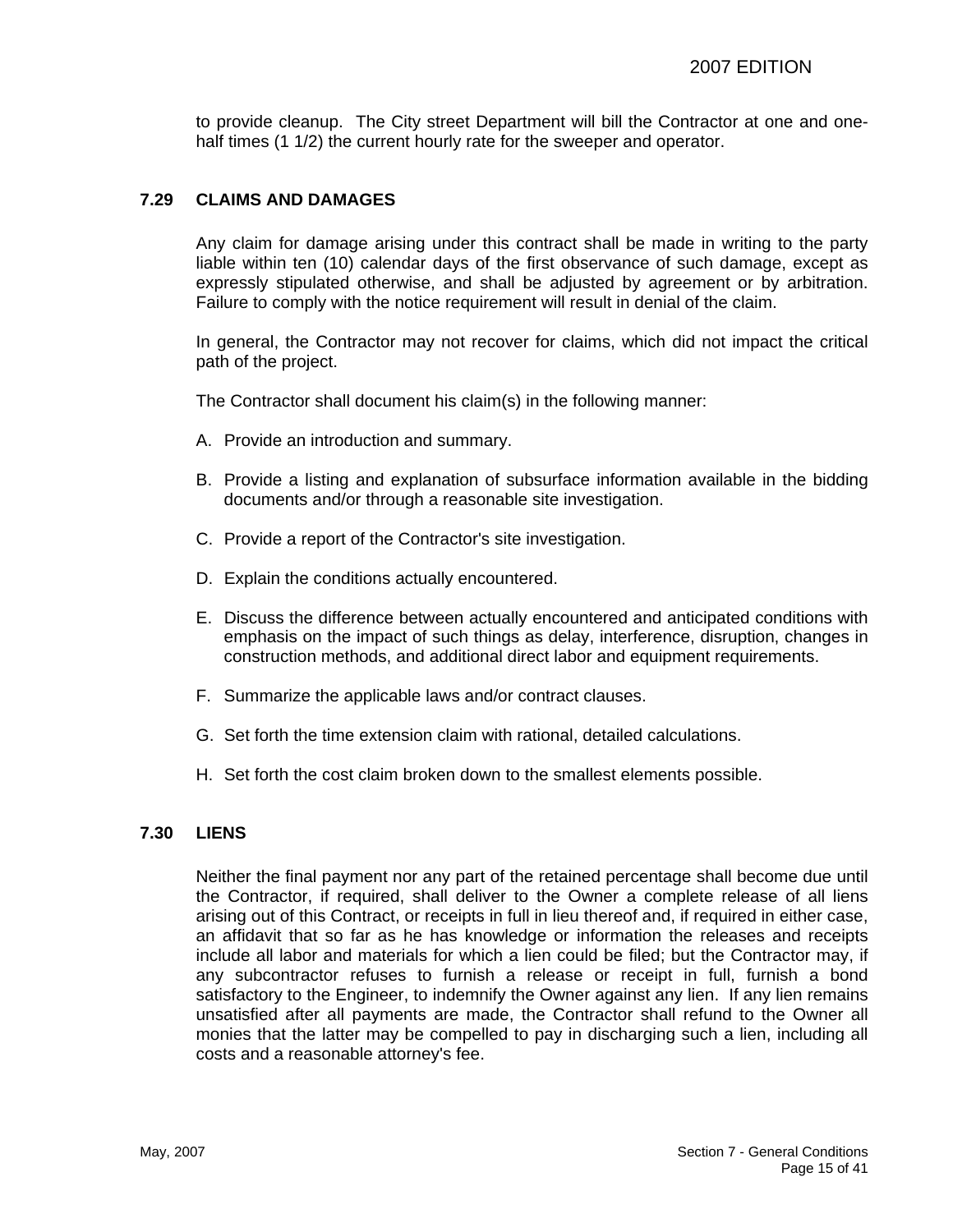to provide cleanup. The City street Department will bill the Contractor at one and one-half times (1 1/2) the current hourly rate for the sweeper and operator.

## 7.29 CLAIMS AND DAMAGES

Any claim for damage arising under this contract shall be made in writing to the party liable within ten (10) calendar days of the first observance of such damage, except as expressly stipulated otherwise, and shall be adjusted by agreement or by arbitration. Failure to comply with the notice requirement will result in denial of the claim.

In general, the Contractor may not recover for claims, which did not impact the critical path of the project.

The Contractor shall document his claim(s) in the following manner:

A. Provide an introduction and summary.

B. Provide a listing and explanation of subsurface information available in the bidding documents and/or through a reasonable site investigation.

C. Provide a report of the Contractor's site investigation.

D. Explain the conditions actually encountered.

E. Discuss the difference between actually encountered and anticipated conditions with emphasis on the impact of such things as delay, interference, disruption, changes in construction methods, and additional direct labor and equipment requirements.

F. Summarize the applicable laws and/or contract clauses.

G. Set forth the time extension claim with rational, detailed calculations.

H. Set forth the cost claim broken down to the smallest elements possible.

## 7.30 LIENS

Neither the final payment nor any part of the retained percentage shall become due until the Contractor, if required, shall deliver to the Owner a complete release of all liens arising out of this Contract, or receipts in full in lieu thereof and, if required in either case, an affidavit that so far as he has knowledge or information the releases and receipts include all labor and materials for which a lien could be filed; but the Contractor may, if any subcontractor refuses to furnish a release or receipt in full, furnish a bond satisfactory to the Engineer, to indemnify the Owner against any lien. If any lien remains unsatisfied after all payments are made, the Contractor shall refund to the Owner all monies that the latter may be compelled to pay in discharging such a lien, including all costs and a reasonable attorney's fee.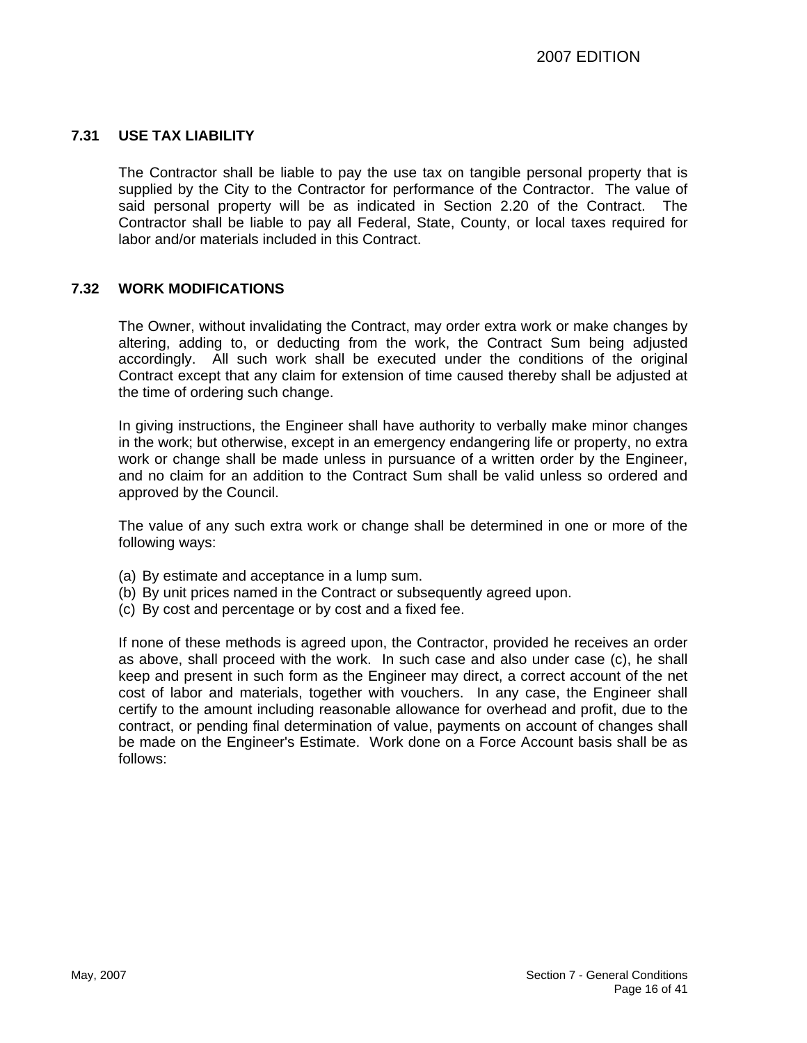### 7.31 USE TAX LIABILITY

The Contractor shall be liable to pay the use tax on tangible personal property that is supplied by the City to the Contractor for performance of the Contractor. The value of said personal property will be as indicated in Section 2.20 of the Contract. The Contractor shall be liable to pay all Federal, State, County, or local taxes required for labor and/or materials included in this Contract.

### 7.32 WORK MODIFICATIONS

The Owner, without invalidating the Contract, may order extra work or make changes by altering, adding to, or deducting from the work, the Contract Sum being adjusted accordingly. All such work shall be executed under the conditions of the original Contract except that any claim for extension of time caused thereby shall be adjusted at the time of ordering such change.

In giving instructions, the Engineer shall have authority to verbally make minor changes in the work; but otherwise, except in an emergency endangering life or property, no extra work or change shall be made unless in pursuance of a written order by the Engineer, and no claim for an addition to the Contract Sum shall be valid unless so ordered and approved by the Council.

The value of any such extra work or change shall be determined in one or more of the following ways:

(a) By estimate and acceptance in a lump sum.
(b) By unit prices named in the Contract or subsequently agreed upon.
(c) By cost and percentage or by cost and a fixed fee.

If none of these methods is agreed upon, the Contractor, provided he receives an order as above, shall proceed with the work. In such case and also under case (c), he shall keep and present in such form as the Engineer may direct, a correct account of the net cost of labor and materials, together with vouchers. In any case, the Engineer shall certify to the amount including reasonable allowance for overhead and profit, due to the contract, or pending final determination of value, payments on account of changes shall be made on the Engineer's Estimate. Work done on a Force Account basis shall be as follows: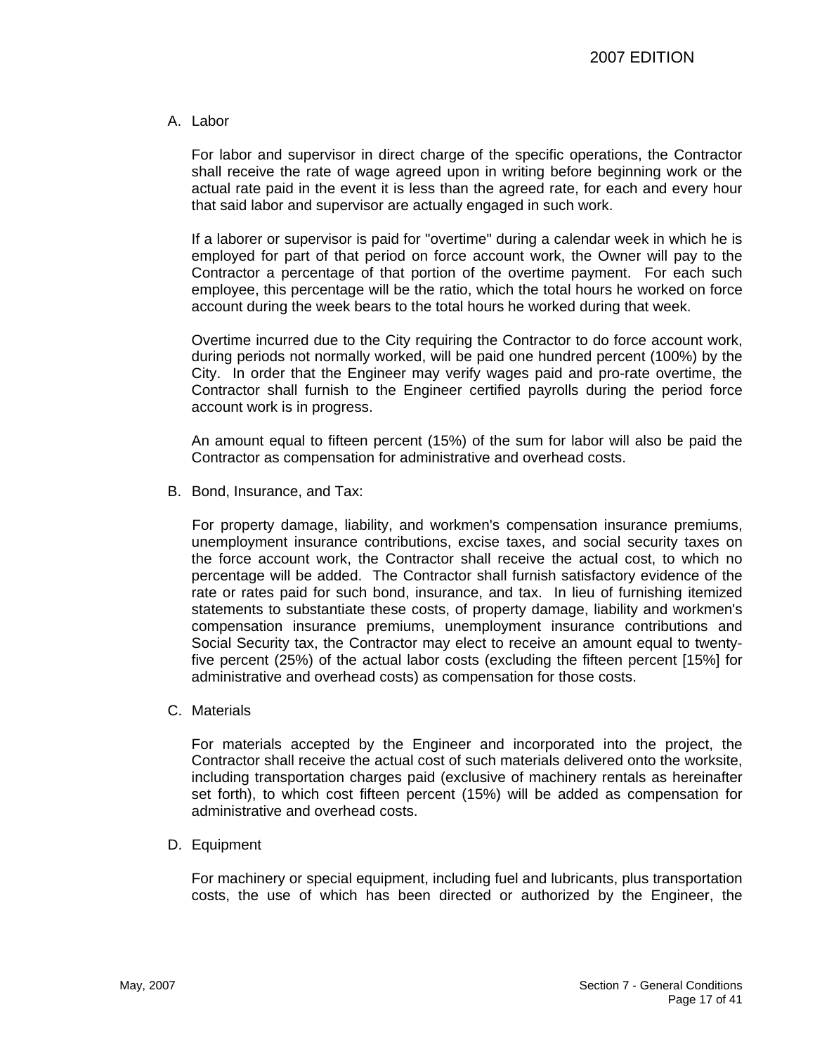A. Labor

For labor and supervisor in direct charge of the specific operations, the Contractor shall receive the rate of wage agreed upon in writing before beginning work or the actual rate paid in the event it is less than the agreed rate, for each and every hour that said labor and supervisor are actually engaged in such work.

If a laborer or supervisor is paid for "overtime" during a calendar week in which he is employed for part of that period on force account work, the Owner will pay to the Contractor a percentage of that portion of the overtime payment. For each such employee, this percentage will be the ratio, which the total hours he worked on force account during the week bears to the total hours he worked during that week.

Overtime incurred due to the City requiring the Contractor to do force account work, during periods not normally worked, will be paid one hundred percent (100%) by the City. In order that the Engineer may verify wages paid and pro-rate overtime, the Contractor shall furnish to the Engineer certified payrolls during the period force account work is in progress.

An amount equal to fifteen percent (15%) of the sum for labor will also be paid the Contractor as compensation for administrative and overhead costs.

B. Bond, Insurance, and Tax:

For property damage, liability, and workmen's compensation insurance premiums, unemployment insurance contributions, excise taxes, and social security taxes on the force account work, the Contractor shall receive the actual cost, to which no percentage will be added. The Contractor shall furnish satisfactory evidence of the rate or rates paid for such bond, insurance, and tax. In lieu of furnishing itemized statements to substantiate these costs, of property damage, liability and workmen's compensation insurance premiums, unemployment insurance contributions and Social Security tax, the Contractor may elect to receive an amount equal to twenty-five percent (25%) of the actual labor costs (excluding the fifteen percent [15%] for administrative and overhead costs) as compensation for those costs.

C. Materials

For materials accepted by the Engineer and incorporated into the project, the Contractor shall receive the actual cost of such materials delivered onto the worksite, including transportation charges paid (exclusive of machinery rentals as hereinafter set forth), to which cost fifteen percent (15%) will be added as compensation for administrative and overhead costs.

D. Equipment

For machinery or special equipment, including fuel and lubricants, plus transportation costs, the use of which has been directed or authorized by the Engineer, the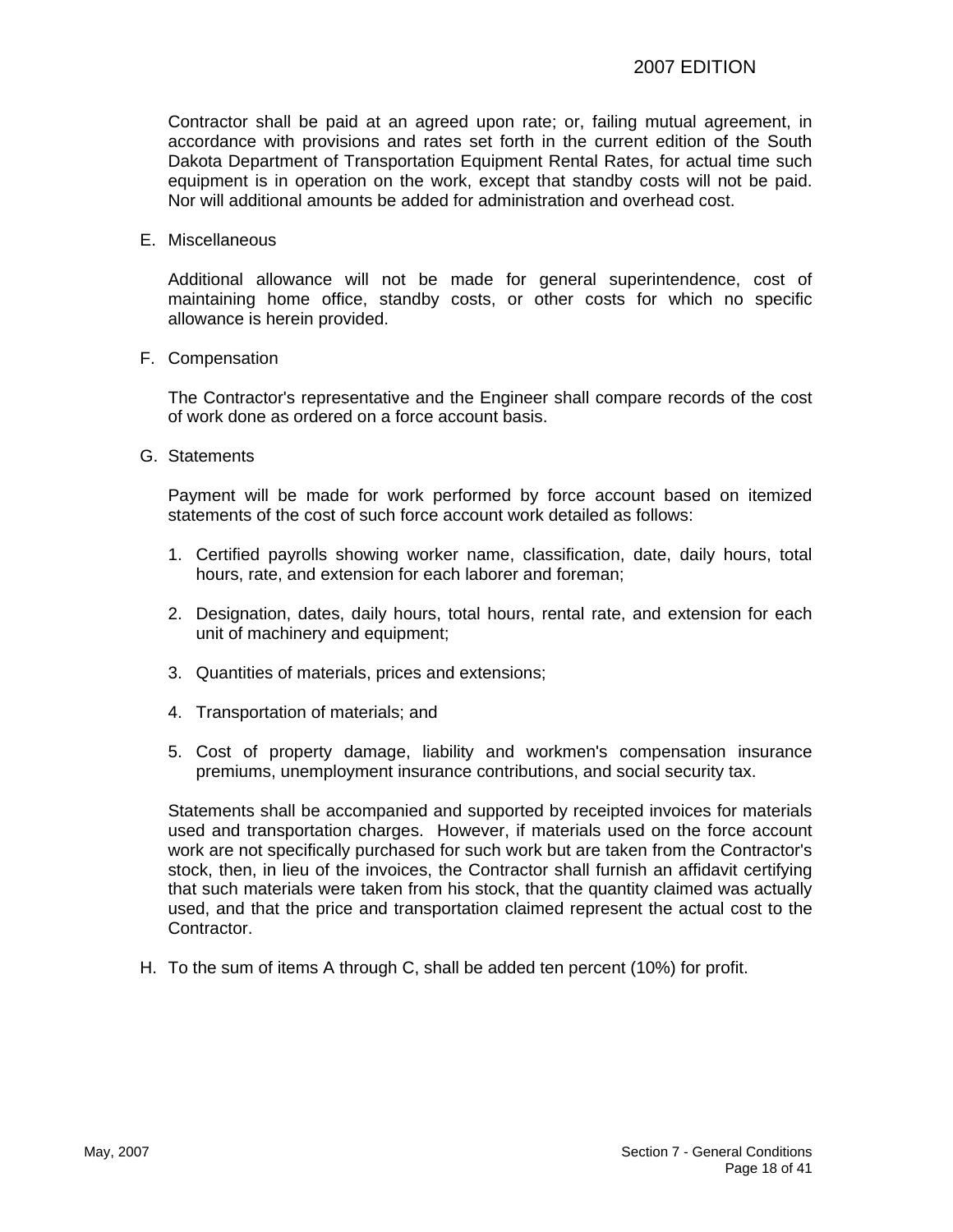Contractor shall be paid at an agreed upon rate; or, failing mutual agreement, in accordance with provisions and rates set forth in the current edition of the South Dakota Department of Transportation Equipment Rental Rates, for actual time such equipment is in operation on the work, except that standby costs will not be paid. Nor will additional amounts be added for administration and overhead cost.

E. Miscellaneous

Additional allowance will not be made for general superintendence, cost of maintaining home office, standby costs, or other costs for which no specific allowance is herein provided.

F. Compensation

The Contractor's representative and the Engineer shall compare records of the cost of work done as ordered on a force account basis.

G. Statements

Payment will be made for work performed by force account based on itemized statements of the cost of such force account work detailed as follows:

1. Certified payrolls showing worker name, classification, date, daily hours, total hours, rate, and extension for each laborer and foreman;

2. Designation, dates, daily hours, total hours, rental rate, and extension for each unit of machinery and equipment;

3. Quantities of materials, prices and extensions;

4. Transportation of materials; and

5. Cost of property damage, liability and workmen's compensation insurance premiums, unemployment insurance contributions, and social security tax.

Statements shall be accompanied and supported by receipted invoices for materials used and transportation charges. However, if materials used on the force account work are not specifically purchased for such work but are taken from the Contractor's stock, then, in lieu of the invoices, the Contractor shall furnish an affidavit certifying that such materials were taken from his stock, that the quantity claimed was actually used, and that the price and transportation claimed represent the actual cost to the Contractor.

H. To the sum of items A through C, shall be added ten percent (10%) for profit.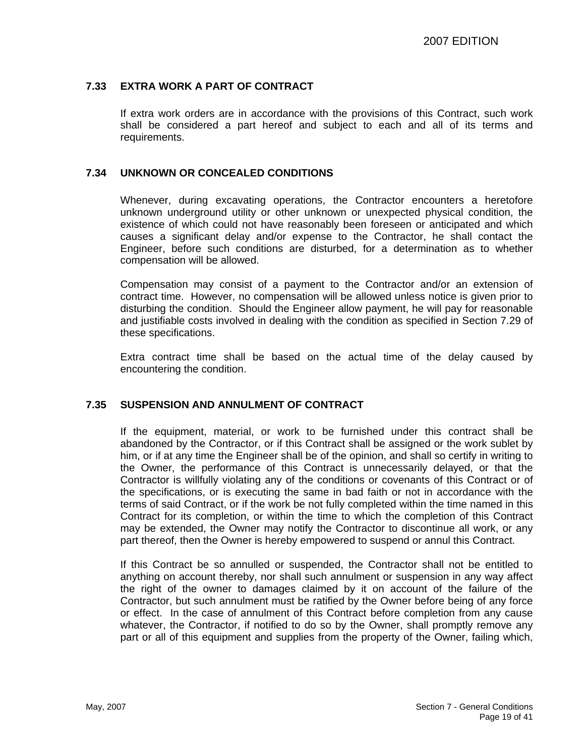### 7.33 EXTRA WORK A PART OF CONTRACT

If extra work orders are in accordance with the provisions of this Contract, such work shall be considered a part hereof and subject to each and all of its terms and requirements.

### 7.34 UNKNOWN OR CONCEALED CONDITIONS

Whenever, during excavating operations, the Contractor encounters a heretofore unknown underground utility or other unknown or unexpected physical condition, the existence of which could not have reasonably been foreseen or anticipated and which causes a significant delay and/or expense to the Contractor, he shall contact the Engineer, before such conditions are disturbed, for a determination as to whether compensation will be allowed.

Compensation may consist of a payment to the Contractor and/or an extension of contract time. However, no compensation will be allowed unless notice is given prior to disturbing the condition. Should the Engineer allow payment, he will pay for reasonable and justifiable costs involved in dealing with the condition as specified in Section 7.29 of these specifications.

Extra contract time shall be based on the actual time of the delay caused by encountering the condition.

### 7.35 SUSPENSION AND ANNULMENT OF CONTRACT

If the equipment, material, or work to be furnished under this contract shall be abandoned by the Contractor, or if this Contract shall be assigned or the work sublet by him, or if at any time the Engineer shall be of the opinion, and shall so certify in writing to the Owner, the performance of this Contract is unnecessarily delayed, or that the Contractor is willfully violating any of the conditions or covenants of this Contract or of the specifications, or is executing the same in bad faith or not in accordance with the terms of said Contract, or if the work be not fully completed within the time named in this Contract for its completion, or within the time to which the completion of this Contract may be extended, the Owner may notify the Contractor to discontinue all work, or any part thereof, then the Owner is hereby empowered to suspend or annul this Contract.

If this Contract be so annulled or suspended, the Contractor shall not be entitled to anything on account thereby, nor shall such annulment or suspension in any way affect the right of the owner to damages claimed by it on account of the failure of the Contractor, but such annulment must be ratified by the Owner before being of any force or effect. In the case of annulment of this Contract before completion from any cause whatever, the Contractor, if notified to do so by the Owner, shall promptly remove any part or all of this equipment and supplies from the property of the Owner, failing which,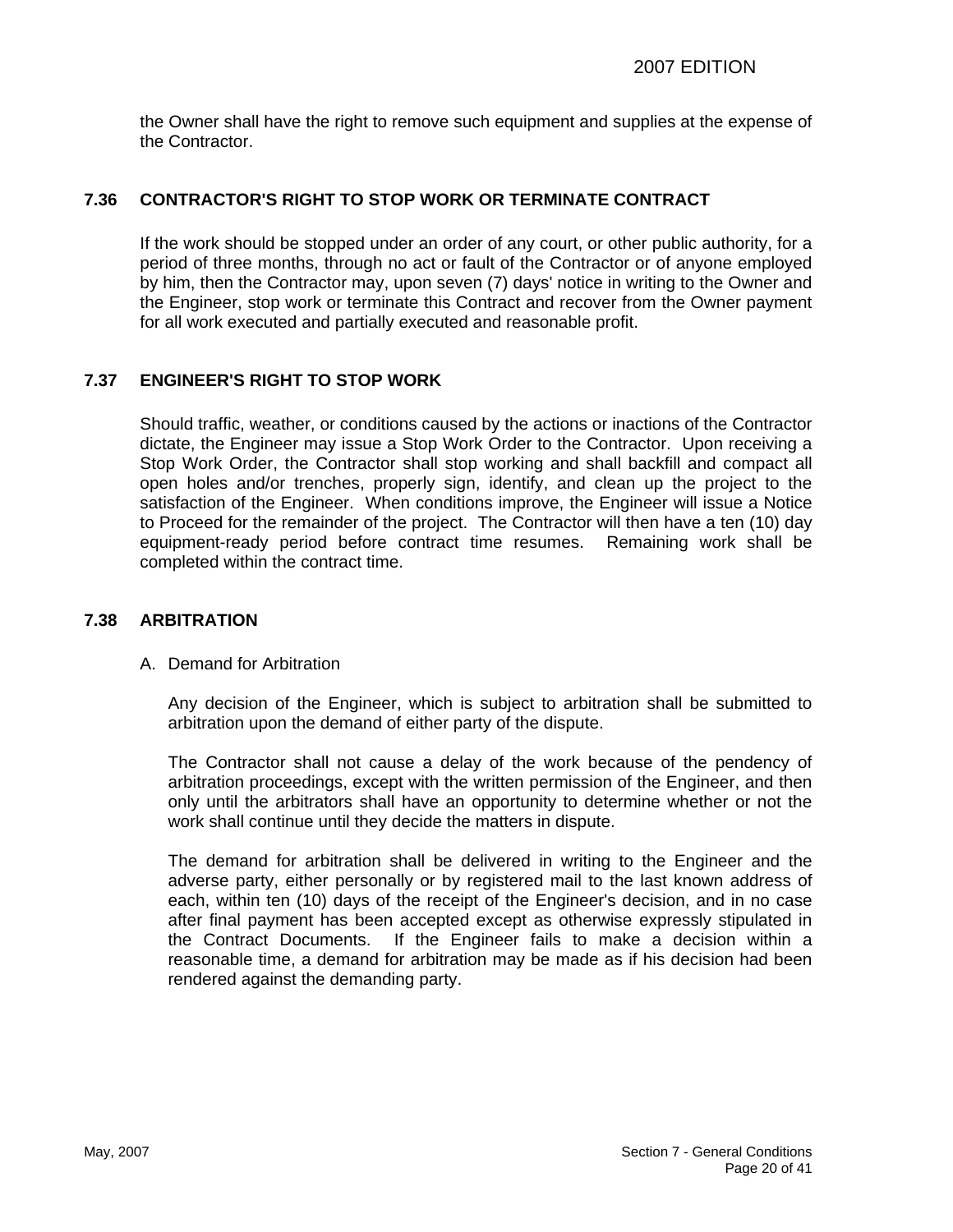the Owner shall have the right to remove such equipment and supplies at the expense of the Contractor.

### 7.36 CONTRACTOR'S RIGHT TO STOP WORK OR TERMINATE CONTRACT

If the work should be stopped under an order of any court, or other public authority, for a period of three months, through no act or fault of the Contractor or of anyone employed by him, then the Contractor may, upon seven (7) days' notice in writing to the Owner and the Engineer, stop work or terminate this Contract and recover from the Owner payment for all work executed and partially executed and reasonable profit.

### 7.37 ENGINEER'S RIGHT TO STOP WORK

Should traffic, weather, or conditions caused by the actions or inactions of the Contractor dictate, the Engineer may issue a Stop Work Order to the Contractor. Upon receiving a Stop Work Order, the Contractor shall stop working and shall backfill and compact all open holes and/or trenches, properly sign, identify, and clean up the project to the satisfaction of the Engineer. When conditions improve, the Engineer will issue a Notice to Proceed for the remainder of the project. The Contractor will then have a ten (10) day equipment-ready period before contract time resumes. Remaining work shall be completed within the contract time.

### 7.38 ARBITRATION

A. Demand for Arbitration

Any decision of the Engineer, which is subject to arbitration shall be submitted to arbitration upon the demand of either party of the dispute.

The Contractor shall not cause a delay of the work because of the pendency of arbitration proceedings, except with the written permission of the Engineer, and then only until the arbitrators shall have an opportunity to determine whether or not the work shall continue until they decide the matters in dispute.

The demand for arbitration shall be delivered in writing to the Engineer and the adverse party, either personally or by registered mail to the last known address of each, within ten (10) days of the receipt of the Engineer's decision, and in no case after final payment has been accepted except as otherwise expressly stipulated in the Contract Documents. If the Engineer fails to make a decision within a reasonable time, a demand for arbitration may be made as if his decision had been rendered against the demanding party.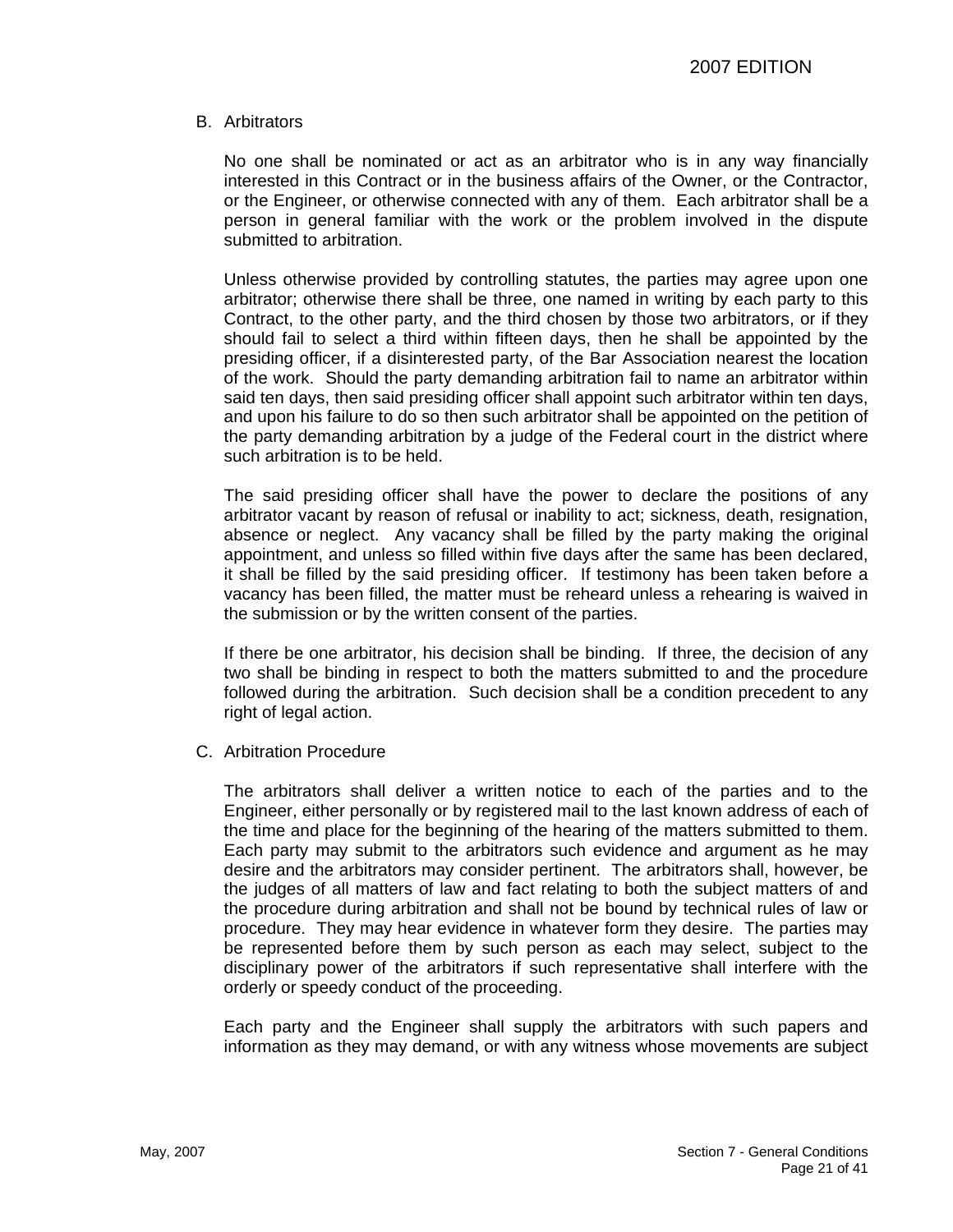B. Arbitrators

No one shall be nominated or act as an arbitrator who is in any way financially interested in this Contract or in the business affairs of the Owner, or the Contractor, or the Engineer, or otherwise connected with any of them. Each arbitrator shall be a person in general familiar with the work or the problem involved in the dispute submitted to arbitration.

Unless otherwise provided by controlling statutes, the parties may agree upon one arbitrator; otherwise there shall be three, one named in writing by each party to this Contract, to the other party, and the third chosen by those two arbitrators, or if they should fail to select a third within fifteen days, then he shall be appointed by the presiding officer, if a disinterested party, of the Bar Association nearest the location of the work. Should the party demanding arbitration fail to name an arbitrator within said ten days, then said presiding officer shall appoint such arbitrator within ten days, and upon his failure to do so then such arbitrator shall be appointed on the petition of the party demanding arbitration by a judge of the Federal court in the district where such arbitration is to be held.

The said presiding officer shall have the power to declare the positions of any arbitrator vacant by reason of refusal or inability to act; sickness, death, resignation, absence or neglect. Any vacancy shall be filled by the party making the original appointment, and unless so filled within five days after the same has been declared, it shall be filled by the said presiding officer. If testimony has been taken before a vacancy has been filled, the matter must be reheard unless a rehearing is waived in the submission or by the written consent of the parties.

If there be one arbitrator, his decision shall be binding. If three, the decision of any two shall be binding in respect to both the matters submitted to and the procedure followed during the arbitration. Such decision shall be a condition precedent to any right of legal action.

C. Arbitration Procedure

The arbitrators shall deliver a written notice to each of the parties and to the Engineer, either personally or by registered mail to the last known address of each of the time and place for the beginning of the hearing of the matters submitted to them. Each party may submit to the arbitrators such evidence and argument as he may desire and the arbitrators may consider pertinent. The arbitrators shall, however, be the judges of all matters of law and fact relating to both the subject matters of and the procedure during arbitration and shall not be bound by technical rules of law or procedure. They may hear evidence in whatever form they desire. The parties may be represented before them by such person as each may select, subject to the disciplinary power of the arbitrators if such representative shall interfere with the orderly or speedy conduct of the proceeding.

Each party and the Engineer shall supply the arbitrators with such papers and information as they may demand, or with any witness whose movements are subject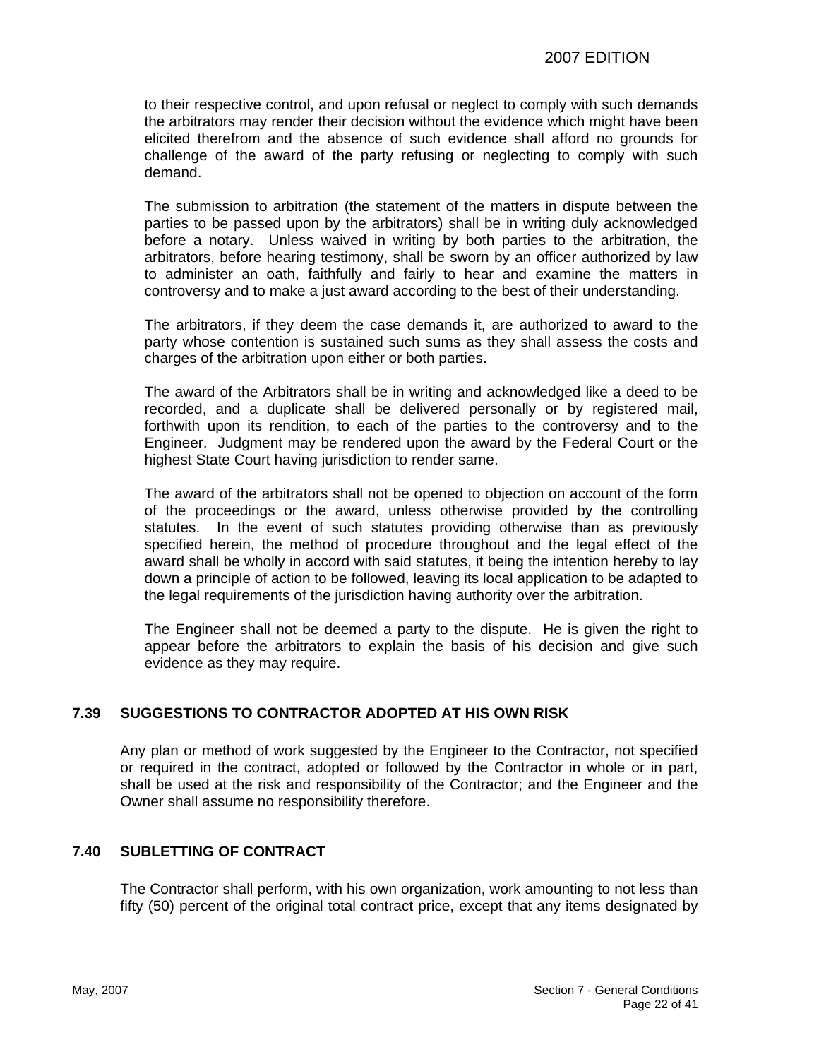to their respective control, and upon refusal or neglect to comply with such demands the arbitrators may render their decision without the evidence which might have been elicited therefrom and the absence of such evidence shall afford no grounds for challenge of the award of the party refusing or neglecting to comply with such demand.

The submission to arbitration (the statement of the matters in dispute between the parties to be passed upon by the arbitrators) shall be in writing duly acknowledged before a notary. Unless waived in writing by both parties to the arbitration, the arbitrators, before hearing testimony, shall be sworn by an officer authorized by law to administer an oath, faithfully and fairly to hear and examine the matters in controversy and to make a just award according to the best of their understanding.

The arbitrators, if they deem the case demands it, are authorized to award to the party whose contention is sustained such sums as they shall assess the costs and charges of the arbitration upon either or both parties.

The award of the Arbitrators shall be in writing and acknowledged like a deed to be recorded, and a duplicate shall be delivered personally or by registered mail, forthwith upon its rendition, to each of the parties to the controversy and to the Engineer. Judgment may be rendered upon the award by the Federal Court or the highest State Court having jurisdiction to render same.

The award of the arbitrators shall not be opened to objection on account of the form of the proceedings or the award, unless otherwise provided by the controlling statutes. In the event of such statutes providing otherwise than as previously specified herein, the method of procedure throughout and the legal effect of the award shall be wholly in accord with said statutes, it being the intention hereby to lay down a principle of action to be followed, leaving its local application to be adapted to the legal requirements of the jurisdiction having authority over the arbitration.

The Engineer shall not be deemed a party to the dispute. He is given the right to appear before the arbitrators to explain the basis of his decision and give such evidence as they may require.

## 7.39 SUGGESTIONS TO CONTRACTOR ADOPTED AT HIS OWN RISK

Any plan or method of work suggested by the Engineer to the Contractor, not specified or required in the contract, adopted or followed by the Contractor in whole or in part, shall be used at the risk and responsibility of the Contractor; and the Engineer and the Owner shall assume no responsibility therefore.

## 7.40 SUBLETTING OF CONTRACT

The Contractor shall perform, with his own organization, work amounting to not less than fifty (50) percent of the original total contract price, except that any items designated by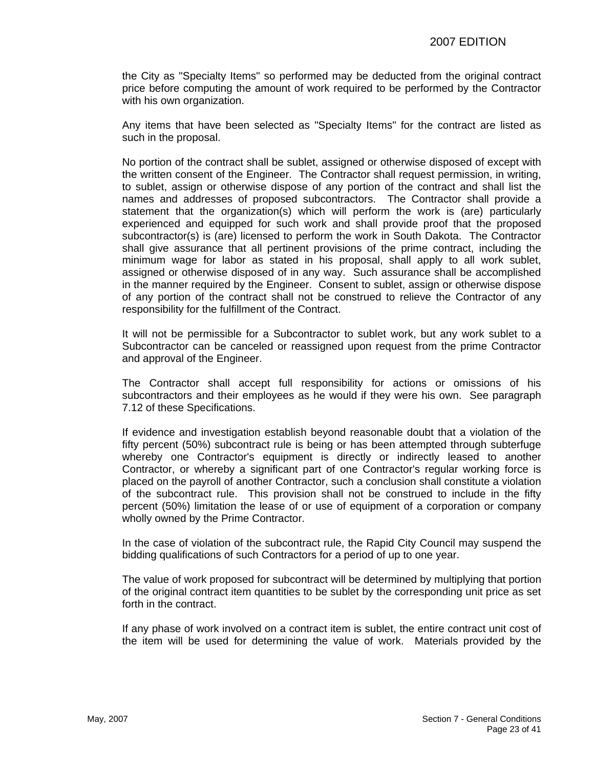the City as "Specialty Items" so performed may be deducted from the original contract price before computing the amount of work required to be performed by the Contractor with his own organization.

Any items that have been selected as "Specialty Items" for the contract are listed as such in the proposal.

No portion of the contract shall be sublet, assigned or otherwise disposed of except with the written consent of the Engineer. The Contractor shall request permission, in writing, to sublet, assign or otherwise dispose of any portion of the contract and shall list the names and addresses of proposed subcontractors. The Contractor shall provide a statement that the organization(s) which will perform the work is (are) particularly experienced and equipped for such work and shall provide proof that the proposed subcontractor(s) is (are) licensed to perform the work in South Dakota. The Contractor shall give assurance that all pertinent provisions of the prime contract, including the minimum wage for labor as stated in his proposal, shall apply to all work sublet, assigned or otherwise disposed of in any way. Such assurance shall be accomplished in the manner required by the Engineer. Consent to sublet, assign or otherwise dispose of any portion of the contract shall not be construed to relieve the Contractor of any responsibility for the fulfillment of the Contract.

It will not be permissible for a Subcontractor to sublet work, but any work sublet to a Subcontractor can be canceled or reassigned upon request from the prime Contractor and approval of the Engineer.

The Contractor shall accept full responsibility for actions or omissions of his subcontractors and their employees as he would if they were his own. See paragraph 7.12 of these Specifications.

If evidence and investigation establish beyond reasonable doubt that a violation of the fifty percent (50%) subcontract rule is being or has been attempted through subterfuge whereby one Contractor's equipment is directly or indirectly leased to another Contractor, or whereby a significant part of one Contractor's regular working force is placed on the payroll of another Contractor, such a conclusion shall constitute a violation of the subcontract rule. This provision shall not be construed to include in the fifty percent (50%) limitation the lease of or use of equipment of a corporation or company wholly owned by the Prime Contractor.

In the case of violation of the subcontract rule, the Rapid City Council may suspend the bidding qualifications of such Contractors for a period of up to one year.

The value of work proposed for subcontract will be determined by multiplying that portion of the original contract item quantities to be sublet by the corresponding unit price as set forth in the contract.

If any phase of work involved on a contract item is sublet, the entire contract unit cost of the item will be used for determining the value of work. Materials provided by the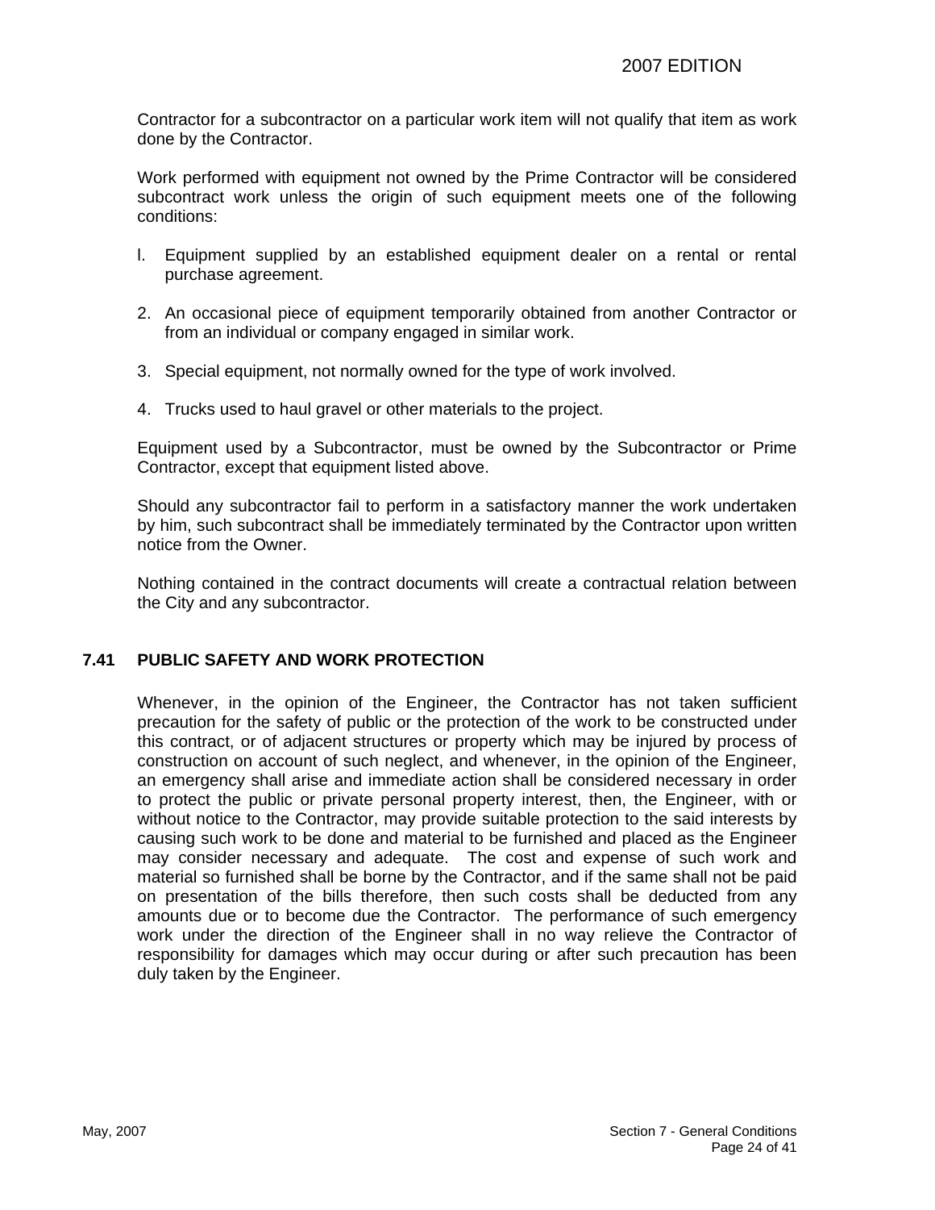Contractor for a subcontractor on a particular work item will not qualify that item as work done by the Contractor.

Work performed with equipment not owned by the Prime Contractor will be considered subcontract work unless the origin of such equipment meets one of the following conditions:

l. Equipment supplied by an established equipment dealer on a rental or rental purchase agreement.

2. An occasional piece of equipment temporarily obtained from another Contractor or from an individual or company engaged in similar work.

3. Special equipment, not normally owned for the type of work involved.

4. Trucks used to haul gravel or other materials to the project.

Equipment used by a Subcontractor, must be owned by the Subcontractor or Prime Contractor, except that equipment listed above.

Should any subcontractor fail to perform in a satisfactory manner the work undertaken by him, such subcontract shall be immediately terminated by the Contractor upon written notice from the Owner.

Nothing contained in the contract documents will create a contractual relation between the City and any subcontractor.

## 7.41 PUBLIC SAFETY AND WORK PROTECTION

Whenever, in the opinion of the Engineer, the Contractor has not taken sufficient precaution for the safety of public or the protection of the work to be constructed under this contract, or of adjacent structures or property which may be injured by process of construction on account of such neglect, and whenever, in the opinion of the Engineer, an emergency shall arise and immediate action shall be considered necessary in order to protect the public or private personal property interest, then, the Engineer, with or without notice to the Contractor, may provide suitable protection to the said interests by causing such work to be done and material to be furnished and placed as the Engineer may consider necessary and adequate. The cost and expense of such work and material so furnished shall be borne by the Contractor, and if the same shall not be paid on presentation of the bills therefore, then such costs shall be deducted from any amounts due or to become due the Contractor. The performance of such emergency work under the direction of the Engineer shall in no way relieve the Contractor of responsibility for damages which may occur during or after such precaution has been duly taken by the Engineer.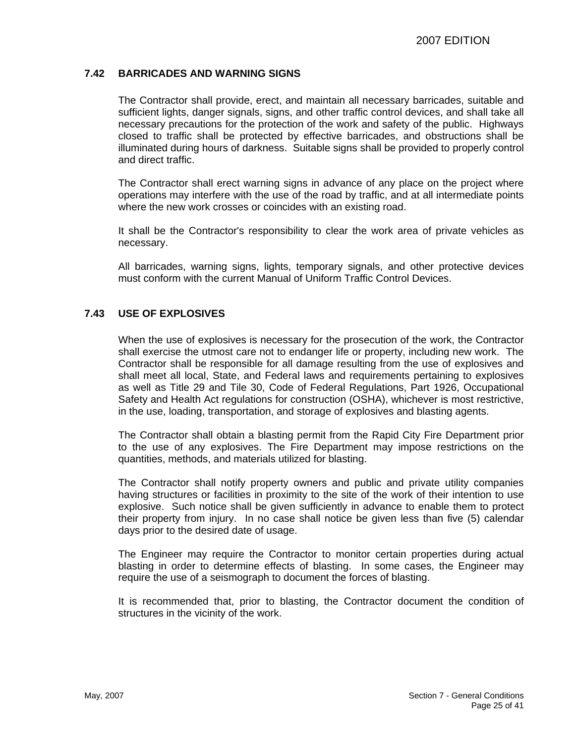## 7.42 BARRICADES AND WARNING SIGNS

The Contractor shall provide, erect, and maintain all necessary barricades, suitable and sufficient lights, danger signals, signs, and other traffic control devices, and shall take all necessary precautions for the protection of the work and safety of the public. Highways closed to traffic shall be protected by effective barricades, and obstructions shall be illuminated during hours of darkness. Suitable signs shall be provided to properly control and direct traffic.

The Contractor shall erect warning signs in advance of any place on the project where operations may interfere with the use of the road by traffic, and at all intermediate points where the new work crosses or coincides with an existing road.

It shall be the Contractor's responsibility to clear the work area of private vehicles as necessary.

All barricades, warning signs, lights, temporary signals, and other protective devices must conform with the current Manual of Uniform Traffic Control Devices.

## 7.43 USE OF EXPLOSIVES

When the use of explosives is necessary for the prosecution of the work, the Contractor shall exercise the utmost care not to endanger life or property, including new work. The Contractor shall be responsible for all damage resulting from the use of explosives and shall meet all local, State, and Federal laws and requirements pertaining to explosives as well as Title 29 and Tile 30, Code of Federal Regulations, Part 1926, Occupational Safety and Health Act regulations for construction (OSHA), whichever is most restrictive, in the use, loading, transportation, and storage of explosives and blasting agents.

The Contractor shall obtain a blasting permit from the Rapid City Fire Department prior to the use of any explosives. The Fire Department may impose restrictions on the quantities, methods, and materials utilized for blasting.

The Contractor shall notify property owners and public and private utility companies having structures or facilities in proximity to the site of the work of their intention to use explosive. Such notice shall be given sufficiently in advance to enable them to protect their property from injury. In no case shall notice be given less than five (5) calendar days prior to the desired date of usage.

The Engineer may require the Contractor to monitor certain properties during actual blasting in order to determine effects of blasting. In some cases, the Engineer may require the use of a seismograph to document the forces of blasting.

It is recommended that, prior to blasting, the Contractor document the condition of structures in the vicinity of the work.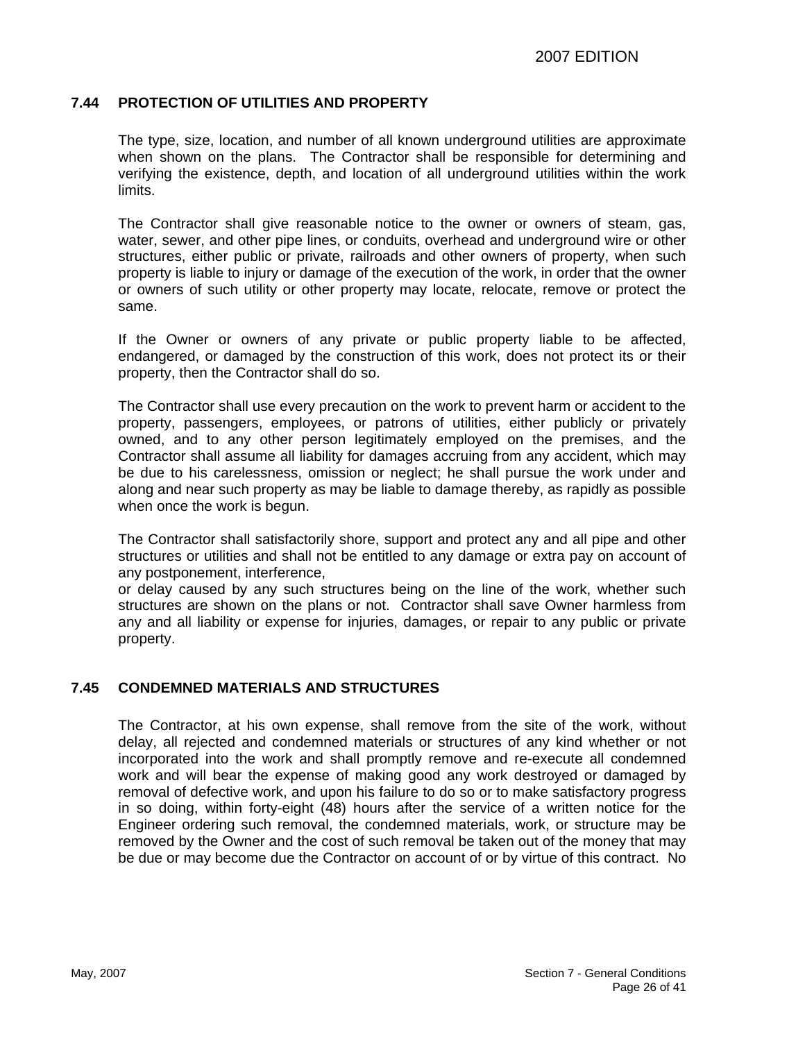### 7.44 PROTECTION OF UTILITIES AND PROPERTY

The type, size, location, and number of all known underground utilities are approximate when shown on the plans. The Contractor shall be responsible for determining and verifying the existence, depth, and location of all underground utilities within the work limits.

The Contractor shall give reasonable notice to the owner or owners of steam, gas, water, sewer, and other pipe lines, or conduits, overhead and underground wire or other structures, either public or private, railroads and other owners of property, when such property is liable to injury or damage of the execution of the work, in order that the owner or owners of such utility or other property may locate, relocate, remove or protect the same.

If the Owner or owners of any private or public property liable to be affected, endangered, or damaged by the construction of this work, does not protect its or their property, then the Contractor shall do so.

The Contractor shall use every precaution on the work to prevent harm or accident to the property, passengers, employees, or patrons of utilities, either publicly or privately owned, and to any other person legitimately employed on the premises, and the Contractor shall assume all liability for damages accruing from any accident, which may be due to his carelessness, omission or neglect; he shall pursue the work under and along and near such property as may be liable to damage thereby, as rapidly as possible when once the work is begun.

The Contractor shall satisfactorily shore, support and protect any and all pipe and other structures or utilities and shall not be entitled to any damage or extra pay on account of any postponement, interference,
or delay caused by any such structures being on the line of the work, whether such structures are shown on the plans or not. Contractor shall save Owner harmless from any and all liability or expense for injuries, damages, or repair to any public or private property.

### 7.45 CONDEMNED MATERIALS AND STRUCTURES

The Contractor, at his own expense, shall remove from the site of the work, without delay, all rejected and condemned materials or structures of any kind whether or not incorporated into the work and shall promptly remove and re-execute all condemned work and will bear the expense of making good any work destroyed or damaged by removal of defective work, and upon his failure to do so or to make satisfactory progress in so doing, within forty-eight (48) hours after the service of a written notice for the Engineer ordering such removal, the condemned materials, work, or structure may be removed by the Owner and the cost of such removal be taken out of the money that may be due or may become due the Contractor on account of or by virtue of this contract. No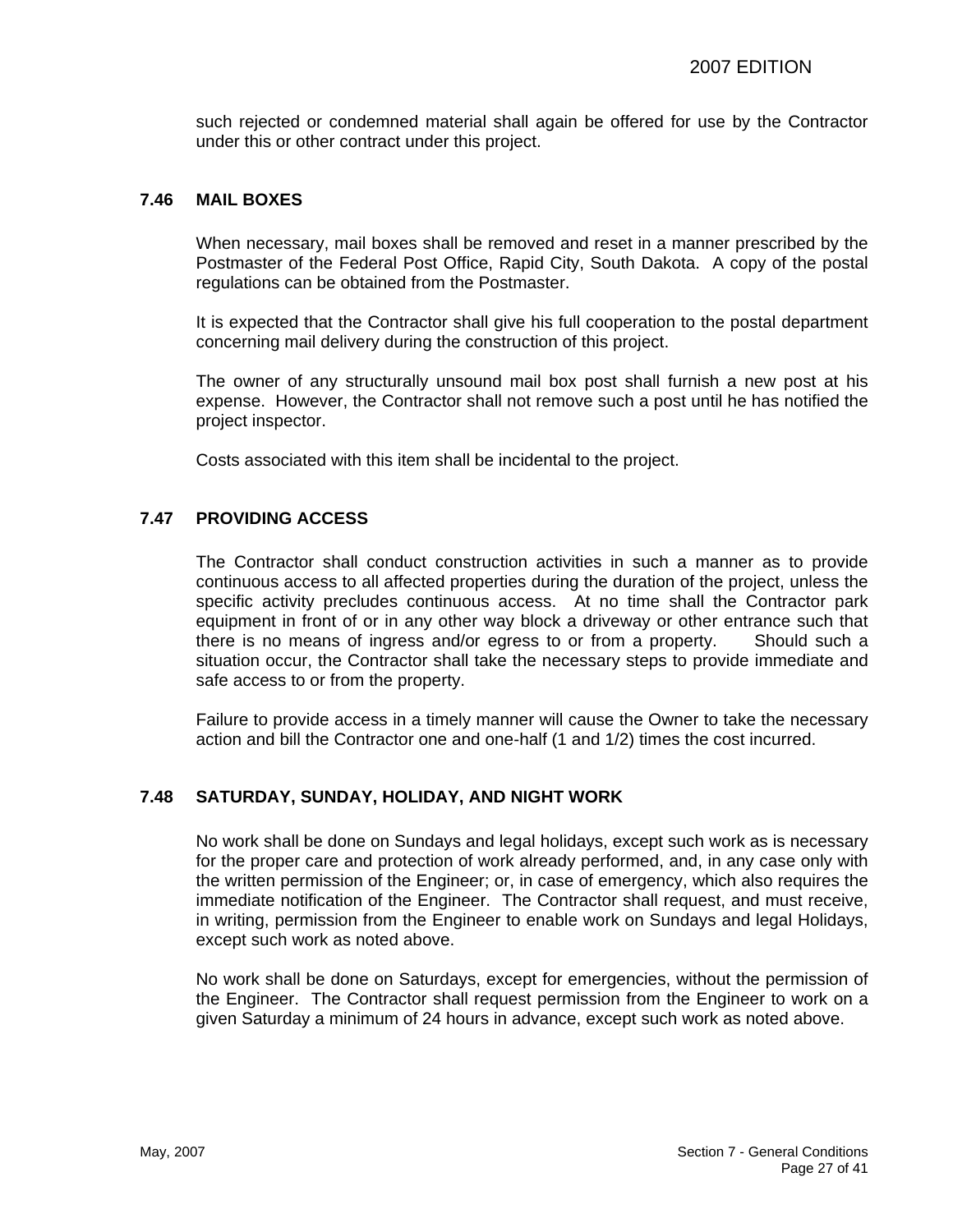such rejected or condemned material shall again be offered for use by the Contractor under this or other contract under this project.

### 7.46 MAIL BOXES

When necessary, mail boxes shall be removed and reset in a manner prescribed by the Postmaster of the Federal Post Office, Rapid City, South Dakota. A copy of the postal regulations can be obtained from the Postmaster.

It is expected that the Contractor shall give his full cooperation to the postal department concerning mail delivery during the construction of this project.

The owner of any structurally unsound mail box post shall furnish a new post at his expense. However, the Contractor shall not remove such a post until he has notified the project inspector.

Costs associated with this item shall be incidental to the project.

### 7.47 PROVIDING ACCESS

The Contractor shall conduct construction activities in such a manner as to provide continuous access to all affected properties during the duration of the project, unless the specific activity precludes continuous access. At no time shall the Contractor park equipment in front of or in any other way block a driveway or other entrance such that there is no means of ingress and/or egress to or from a property. Should such a situation occur, the Contractor shall take the necessary steps to provide immediate and safe access to or from the property.

Failure to provide access in a timely manner will cause the Owner to take the necessary action and bill the Contractor one and one-half (1 and 1/2) times the cost incurred.

### 7.48 SATURDAY, SUNDAY, HOLIDAY, AND NIGHT WORK

No work shall be done on Sundays and legal holidays, except such work as is necessary for the proper care and protection of work already performed, and, in any case only with the written permission of the Engineer; or, in case of emergency, which also requires the immediate notification of the Engineer. The Contractor shall request, and must receive, in writing, permission from the Engineer to enable work on Sundays and legal Holidays, except such work as noted above.

No work shall be done on Saturdays, except for emergencies, without the permission of the Engineer. The Contractor shall request permission from the Engineer to work on a given Saturday a minimum of 24 hours in advance, except such work as noted above.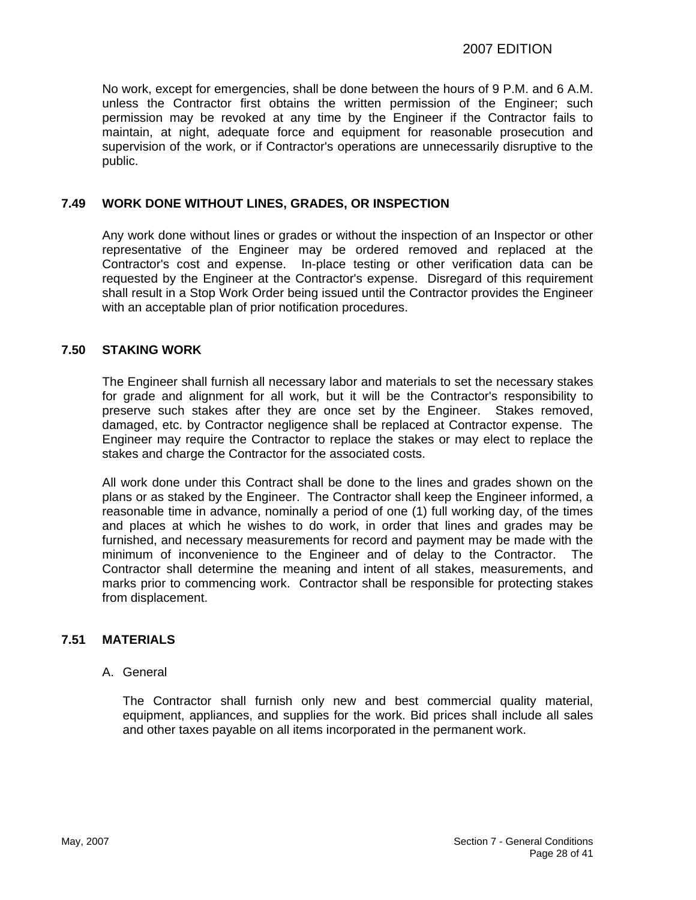No work, except for emergencies, shall be done between the hours of 9 P.M. and 6 A.M. unless the Contractor first obtains the written permission of the Engineer; such permission may be revoked at any time by the Engineer if the Contractor fails to maintain, at night, adequate force and equipment for reasonable prosecution and supervision of the work, or if Contractor's operations are unnecessarily disruptive to the public.

## 7.49 WORK DONE WITHOUT LINES, GRADES, OR INSPECTION

Any work done without lines or grades or without the inspection of an Inspector or other representative of the Engineer may be ordered removed and replaced at the Contractor's cost and expense. In-place testing or other verification data can be requested by the Engineer at the Contractor's expense. Disregard of this requirement shall result in a Stop Work Order being issued until the Contractor provides the Engineer with an acceptable plan of prior notification procedures.

## 7.50 STAKING WORK

The Engineer shall furnish all necessary labor and materials to set the necessary stakes for grade and alignment for all work, but it will be the Contractor's responsibility to preserve such stakes after they are once set by the Engineer. Stakes removed, damaged, etc. by Contractor negligence shall be replaced at Contractor expense. The Engineer may require the Contractor to replace the stakes or may elect to replace the stakes and charge the Contractor for the associated costs.

All work done under this Contract shall be done to the lines and grades shown on the plans or as staked by the Engineer. The Contractor shall keep the Engineer informed, a reasonable time in advance, nominally a period of one (1) full working day, of the times and places at which he wishes to do work, in order that lines and grades may be furnished, and necessary measurements for record and payment may be made with the minimum of inconvenience to the Engineer and of delay to the Contractor. The Contractor shall determine the meaning and intent of all stakes, measurements, and marks prior to commencing work. Contractor shall be responsible for protecting stakes from displacement.

## 7.51 MATERIALS

A. General

The Contractor shall furnish only new and best commercial quality material, equipment, appliances, and supplies for the work. Bid prices shall include all sales and other taxes payable on all items incorporated in the permanent work.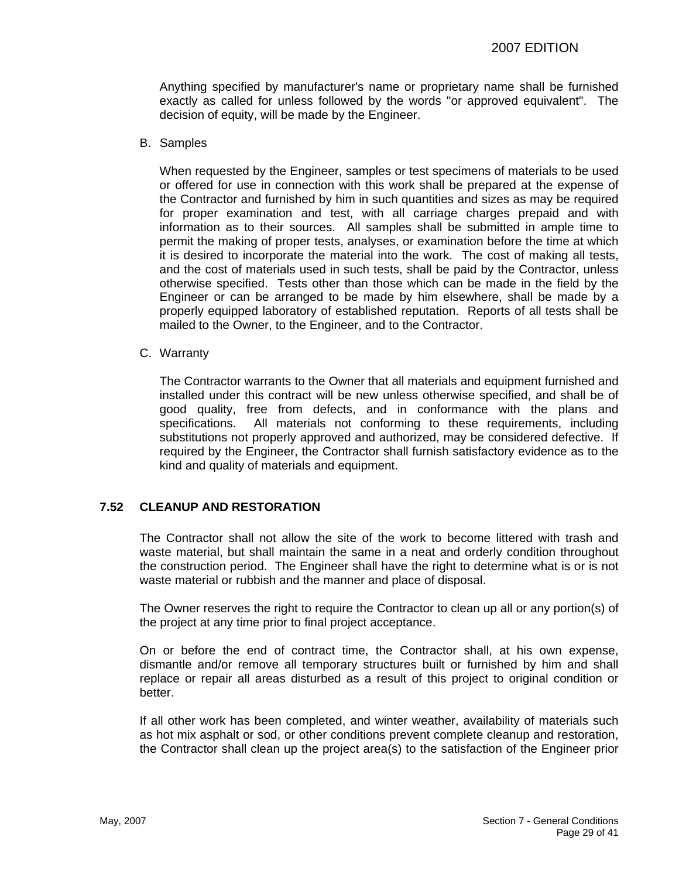Anything specified by manufacturer's name or proprietary name shall be furnished exactly as called for unless followed by the words "or approved equivalent". The decision of equity, will be made by the Engineer.

B. Samples

When requested by the Engineer, samples or test specimens of materials to be used or offered for use in connection with this work shall be prepared at the expense of the Contractor and furnished by him in such quantities and sizes as may be required for proper examination and test, with all carriage charges prepaid and with information as to their sources. All samples shall be submitted in ample time to permit the making of proper tests, analyses, or examination before the time at which it is desired to incorporate the material into the work. The cost of making all tests, and the cost of materials used in such tests, shall be paid by the Contractor, unless otherwise specified. Tests other than those which can be made in the field by the Engineer or can be arranged to be made by him elsewhere, shall be made by a properly equipped laboratory of established reputation. Reports of all tests shall be mailed to the Owner, to the Engineer, and to the Contractor.

C. Warranty

The Contractor warrants to the Owner that all materials and equipment furnished and installed under this contract will be new unless otherwise specified, and shall be of good quality, free from defects, and in conformance with the plans and specifications. All materials not conforming to these requirements, including substitutions not properly approved and authorized, may be considered defective. If required by the Engineer, the Contractor shall furnish satisfactory evidence as to the kind and quality of materials and equipment.

## 7.52 CLEANUP AND RESTORATION

The Contractor shall not allow the site of the work to become littered with trash and waste material, but shall maintain the same in a neat and orderly condition throughout the construction period. The Engineer shall have the right to determine what is or is not waste material or rubbish and the manner and place of disposal.

The Owner reserves the right to require the Contractor to clean up all or any portion(s) of the project at any time prior to final project acceptance.

On or before the end of contract time, the Contractor shall, at his own expense, dismantle and/or remove all temporary structures built or furnished by him and shall replace or repair all areas disturbed as a result of this project to original condition or better.

If all other work has been completed, and winter weather, availability of materials such as hot mix asphalt or sod, or other conditions prevent complete cleanup and restoration, the Contractor shall clean up the project area(s) to the satisfaction of the Engineer prior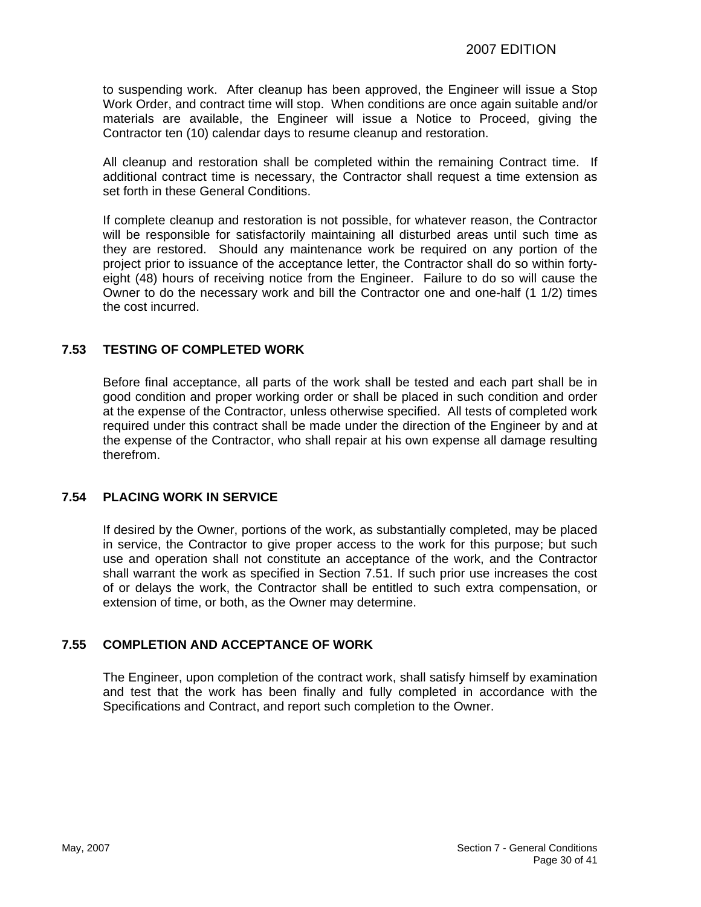to suspending work. After cleanup has been approved, the Engineer will issue a Stop Work Order, and contract time will stop. When conditions are once again suitable and/or materials are available, the Engineer will issue a Notice to Proceed, giving the Contractor ten (10) calendar days to resume cleanup and restoration.

All cleanup and restoration shall be completed within the remaining Contract time. If additional contract time is necessary, the Contractor shall request a time extension as set forth in these General Conditions.

If complete cleanup and restoration is not possible, for whatever reason, the Contractor will be responsible for satisfactorily maintaining all disturbed areas until such time as they are restored. Should any maintenance work be required on any portion of the project prior to issuance of the acceptance letter, the Contractor shall do so within forty-eight (48) hours of receiving notice from the Engineer. Failure to do so will cause the Owner to do the necessary work and bill the Contractor one and one-half (1 1/2) times the cost incurred.

## 7.53 TESTING OF COMPLETED WORK

Before final acceptance, all parts of the work shall be tested and each part shall be in good condition and proper working order or shall be placed in such condition and order at the expense of the Contractor, unless otherwise specified. All tests of completed work required under this contract shall be made under the direction of the Engineer by and at the expense of the Contractor, who shall repair at his own expense all damage resulting therefrom.

## 7.54 PLACING WORK IN SERVICE

If desired by the Owner, portions of the work, as substantially completed, may be placed in service, the Contractor to give proper access to the work for this purpose; but such use and operation shall not constitute an acceptance of the work, and the Contractor shall warrant the work as specified in Section 7.51. If such prior use increases the cost of or delays the work, the Contractor shall be entitled to such extra compensation, or extension of time, or both, as the Owner may determine.

## 7.55 COMPLETION AND ACCEPTANCE OF WORK

The Engineer, upon completion of the contract work, shall satisfy himself by examination and test that the work has been finally and fully completed in accordance with the Specifications and Contract, and report such completion to the Owner.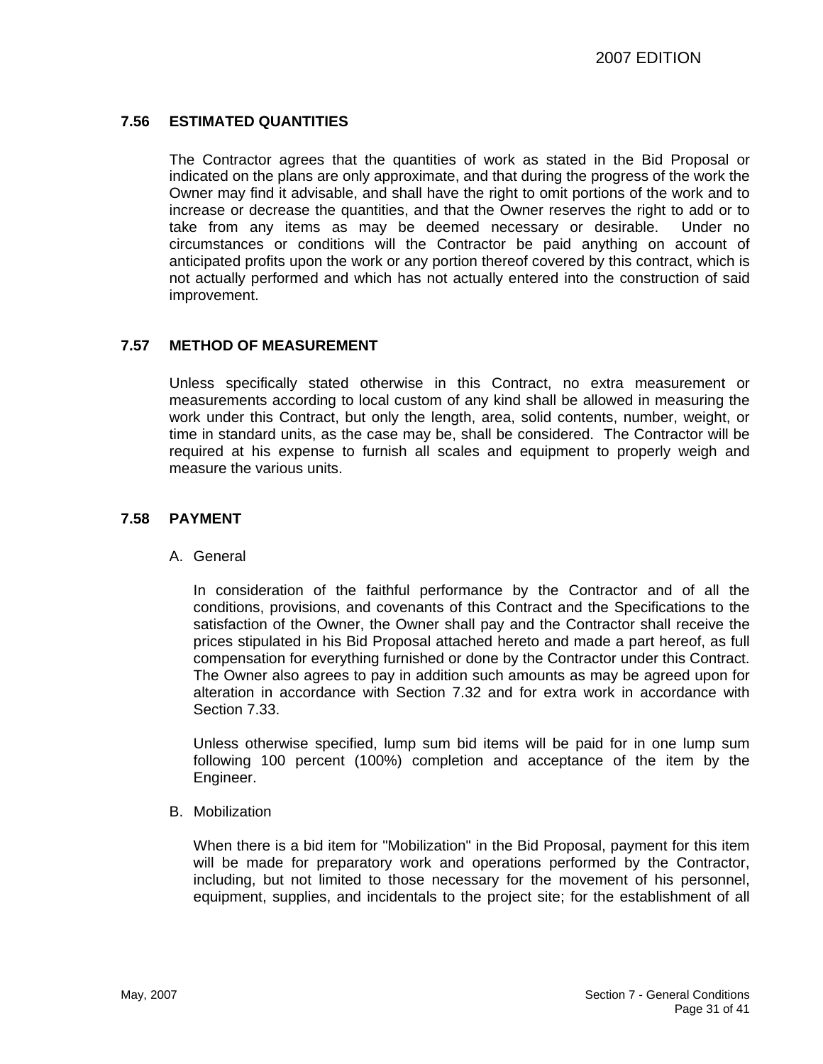### 7.56 ESTIMATED QUANTITIES

The Contractor agrees that the quantities of work as stated in the Bid Proposal or indicated on the plans are only approximate, and that during the progress of the work the Owner may find it advisable, and shall have the right to omit portions of the work and to increase or decrease the quantities, and that the Owner reserves the right to add or to take from any items as may be deemed necessary or desirable. Under no circumstances or conditions will the Contractor be paid anything on account of anticipated profits upon the work or any portion thereof covered by this contract, which is not actually performed and which has not actually entered into the construction of said improvement.

### 7.57 METHOD OF MEASUREMENT

Unless specifically stated otherwise in this Contract, no extra measurement or measurements according to local custom of any kind shall be allowed in measuring the work under this Contract, but only the length, area, solid contents, number, weight, or time in standard units, as the case may be, shall be considered. The Contractor will be required at his expense to furnish all scales and equipment to properly weigh and measure the various units.

### 7.58 PAYMENT

A. General

In consideration of the faithful performance by the Contractor and of all the conditions, provisions, and covenants of this Contract and the Specifications to the satisfaction of the Owner, the Owner shall pay and the Contractor shall receive the prices stipulated in his Bid Proposal attached hereto and made a part hereof, as full compensation for everything furnished or done by the Contractor under this Contract. The Owner also agrees to pay in addition such amounts as may be agreed upon for alteration in accordance with Section 7.32 and for extra work in accordance with Section 7.33.

Unless otherwise specified, lump sum bid items will be paid for in one lump sum following 100 percent (100%) completion and acceptance of the item by the Engineer.

B. Mobilization

When there is a bid item for "Mobilization" in the Bid Proposal, payment for this item will be made for preparatory work and operations performed by the Contractor, including, but not limited to those necessary for the movement of his personnel, equipment, supplies, and incidentals to the project site; for the establishment of all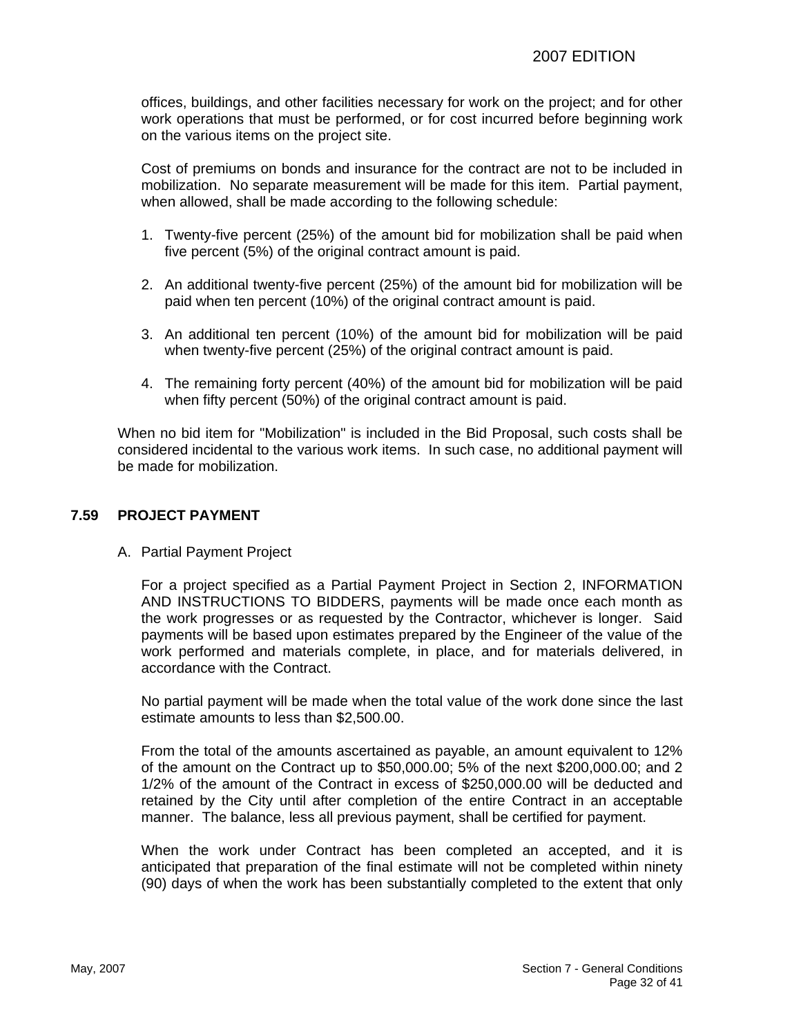offices, buildings, and other facilities necessary for work on the project; and for other work operations that must be performed, or for cost incurred before beginning work on the various items on the project site.

Cost of premiums on bonds and insurance for the contract are not to be included in mobilization. No separate measurement will be made for this item. Partial payment, when allowed, shall be made according to the following schedule:

1. Twenty-five percent (25%) of the amount bid for mobilization shall be paid when five percent (5%) of the original contract amount is paid.

2. An additional twenty-five percent (25%) of the amount bid for mobilization will be paid when ten percent (10%) of the original contract amount is paid.

3. An additional ten percent (10%) of the amount bid for mobilization will be paid when twenty-five percent (25%) of the original contract amount is paid.

4. The remaining forty percent (40%) of the amount bid for mobilization will be paid when fifty percent (50%) of the original contract amount is paid.

When no bid item for "Mobilization" is included in the Bid Proposal, such costs shall be considered incidental to the various work items. In such case, no additional payment will be made for mobilization.

## 7.59 PROJECT PAYMENT

A. Partial Payment Project

For a project specified as a Partial Payment Project in Section 2, INFORMATION AND INSTRUCTIONS TO BIDDERS, payments will be made once each month as the work progresses or as requested by the Contractor, whichever is longer. Said payments will be based upon estimates prepared by the Engineer of the value of the work performed and materials complete, in place, and for materials delivered, in accordance with the Contract.

No partial payment will be made when the total value of the work done since the last estimate amounts to less than $2,500.00.

From the total of the amounts ascertained as payable, an amount equivalent to 12% of the amount on the Contract up to $50,000.00; 5% of the next $200,000.00; and 2 1/2% of the amount of the Contract in excess of $250,000.00 will be deducted and retained by the City until after completion of the entire Contract in an acceptable manner. The balance, less all previous payment, shall be certified for payment.

When the work under Contract has been completed an accepted, and it is anticipated that preparation of the final estimate will not be completed within ninety (90) days of when the work has been substantially completed to the extent that only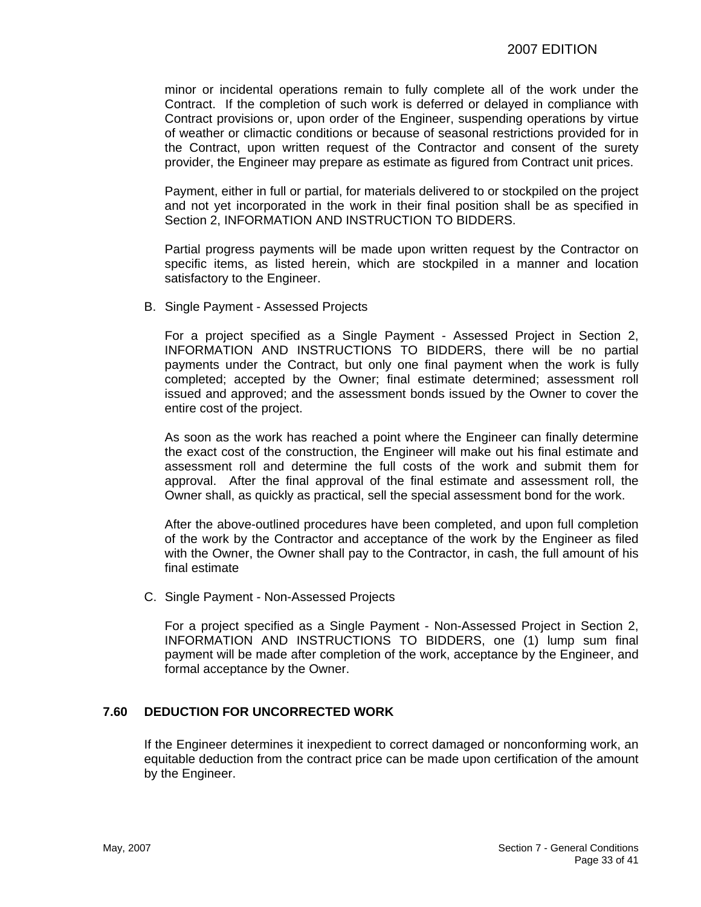minor or incidental operations remain to fully complete all of the work under the Contract. If the completion of such work is deferred or delayed in compliance with Contract provisions or, upon order of the Engineer, suspending operations by virtue of weather or climactic conditions or because of seasonal restrictions provided for in the Contract, upon written request of the Contractor and consent of the surety provider, the Engineer may prepare as estimate as figured from Contract unit prices.

Payment, either in full or partial, for materials delivered to or stockpiled on the project and not yet incorporated in the work in their final position shall be as specified in Section 2, INFORMATION AND INSTRUCTION TO BIDDERS.

Partial progress payments will be made upon written request by the Contractor on specific items, as listed herein, which are stockpiled in a manner and location satisfactory to the Engineer.

B. Single Payment - Assessed Projects

For a project specified as a Single Payment - Assessed Project in Section 2, INFORMATION AND INSTRUCTIONS TO BIDDERS, there will be no partial payments under the Contract, but only one final payment when the work is fully completed; accepted by the Owner; final estimate determined; assessment roll issued and approved; and the assessment bonds issued by the Owner to cover the entire cost of the project.

As soon as the work has reached a point where the Engineer can finally determine the exact cost of the construction, the Engineer will make out his final estimate and assessment roll and determine the full costs of the work and submit them for approval. After the final approval of the final estimate and assessment roll, the Owner shall, as quickly as practical, sell the special assessment bond for the work.

After the above-outlined procedures have been completed, and upon full completion of the work by the Contractor and acceptance of the work by the Engineer as filed with the Owner, the Owner shall pay to the Contractor, in cash, the full amount of his final estimate

C. Single Payment - Non-Assessed Projects

For a project specified as a Single Payment - Non-Assessed Project in Section 2, INFORMATION AND INSTRUCTIONS TO BIDDERS, one (1) lump sum final payment will be made after completion of the work, acceptance by the Engineer, and formal acceptance by the Owner.

## 7.60 DEDUCTION FOR UNCORRECTED WORK

If the Engineer determines it inexpedient to correct damaged or nonconforming work, an equitable deduction from the contract price can be made upon certification of the amount by the Engineer.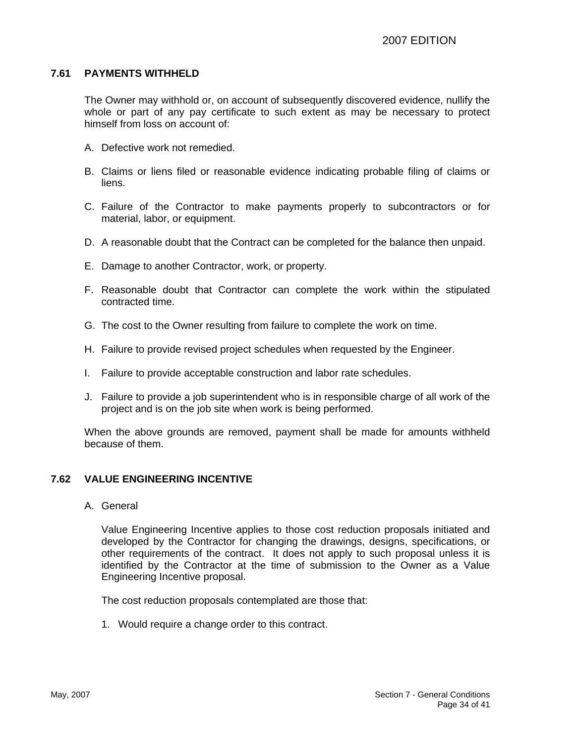### 7.61 PAYMENTS WITHHELD

The Owner may withhold or, on account of subsequently discovered evidence, nullify the whole or part of any pay certificate to such extent as may be necessary to protect himself from loss on account of:

A. Defective work not remedied.

B. Claims or liens filed or reasonable evidence indicating probable filing of claims or liens.

C. Failure of the Contractor to make payments properly to subcontractors or for material, labor, or equipment.

D. A reasonable doubt that the Contract can be completed for the balance then unpaid.

E. Damage to another Contractor, work, or property.

F. Reasonable doubt that Contractor can complete the work within the stipulated contracted time.

G. The cost to the Owner resulting from failure to complete the work on time.

H. Failure to provide revised project schedules when requested by the Engineer.

I. Failure to provide acceptable construction and labor rate schedules.

J. Failure to provide a job superintendent who is in responsible charge of all work of the project and is on the job site when work is being performed.

When the above grounds are removed, payment shall be made for amounts withheld because of them.

### 7.62 VALUE ENGINEERING INCENTIVE

A. General

Value Engineering Incentive applies to those cost reduction proposals initiated and developed by the Contractor for changing the drawings, designs, specifications, or other requirements of the contract. It does not apply to such proposal unless it is identified by the Contractor at the time of submission to the Owner as a Value Engineering Incentive proposal.

The cost reduction proposals contemplated are those that:

1. Would require a change order to this contract.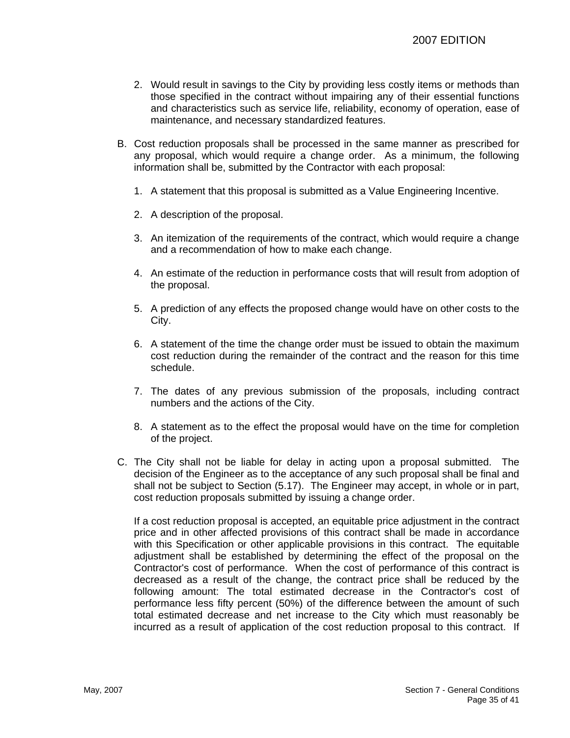2. Would result in savings to the City by providing less costly items or methods than those specified in the contract without impairing any of their essential functions and characteristics such as service life, reliability, economy of operation, ease of maintenance, and necessary standardized features.

B. Cost reduction proposals shall be processed in the same manner as prescribed for any proposal, which would require a change order. As a minimum, the following information shall be, submitted by the Contractor with each proposal:

1. A statement that this proposal is submitted as a Value Engineering Incentive.

2. A description of the proposal.

3. An itemization of the requirements of the contract, which would require a change and a recommendation of how to make each change.

4. An estimate of the reduction in performance costs that will result from adoption of the proposal.

5. A prediction of any effects the proposed change would have on other costs to the City.

6. A statement of the time the change order must be issued to obtain the maximum cost reduction during the remainder of the contract and the reason for this time schedule.

7. The dates of any previous submission of the proposals, including contract numbers and the actions of the City.

8. A statement as to the effect the proposal would have on the time for completion of the project.

C. The City shall not be liable for delay in acting upon a proposal submitted. The decision of the Engineer as to the acceptance of any such proposal shall be final and shall not be subject to Section (5.17). The Engineer may accept, in whole or in part, cost reduction proposals submitted by issuing a change order.

If a cost reduction proposal is accepted, an equitable price adjustment in the contract price and in other affected provisions of this contract shall be made in accordance with this Specification or other applicable provisions in this contract. The equitable adjustment shall be established by determining the effect of the proposal on the Contractor's cost of performance. When the cost of performance of this contract is decreased as a result of the change, the contract price shall be reduced by the following amount: The total estimated decrease in the Contractor's cost of performance less fifty percent (50%) of the difference between the amount of such total estimated decrease and net increase to the City which must reasonably be incurred as a result of application of the cost reduction proposal to this contract. If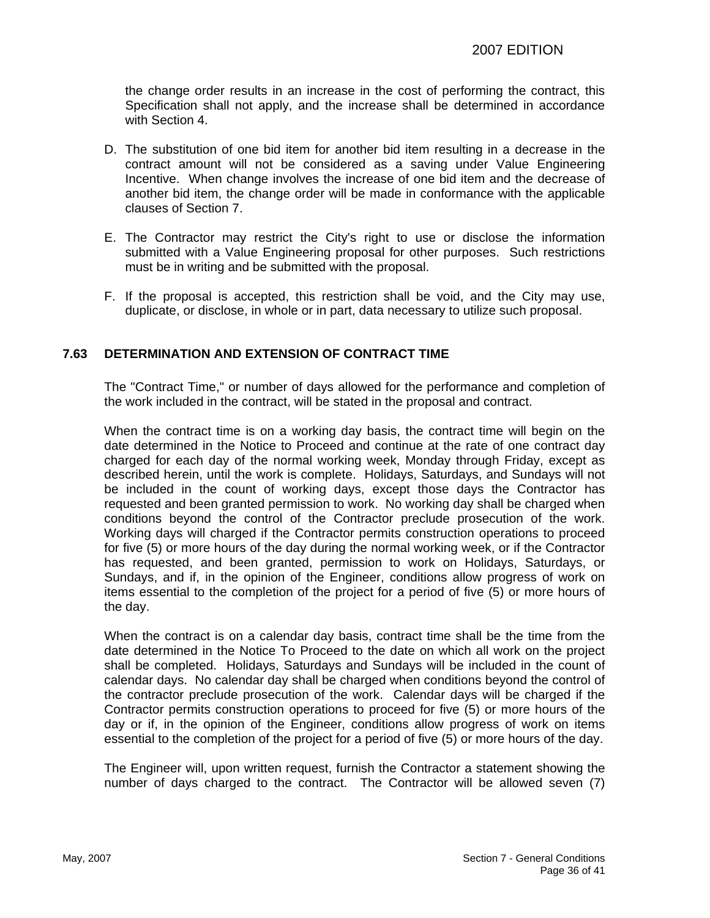the change order results in an increase in the cost of performing the contract, this Specification shall not apply, and the increase shall be determined in accordance with Section 4.

D. The substitution of one bid item for another bid item resulting in a decrease in the contract amount will not be considered as a saving under Value Engineering Incentive. When change involves the increase of one bid item and the decrease of another bid item, the change order will be made in conformance with the applicable clauses of Section 7.

E. The Contractor may restrict the City's right to use or disclose the information submitted with a Value Engineering proposal for other purposes. Such restrictions must be in writing and be submitted with the proposal.

F. If the proposal is accepted, this restriction shall be void, and the City may use, duplicate, or disclose, in whole or in part, data necessary to utilize such proposal.

### 7.63 DETERMINATION AND EXTENSION OF CONTRACT TIME

The "Contract Time," or number of days allowed for the performance and completion of the work included in the contract, will be stated in the proposal and contract.

When the contract time is on a working day basis, the contract time will begin on the date determined in the Notice to Proceed and continue at the rate of one contract day charged for each day of the normal working week, Monday through Friday, except as described herein, until the work is complete. Holidays, Saturdays, and Sundays will not be included in the count of working days, except those days the Contractor has requested and been granted permission to work. No working day shall be charged when conditions beyond the control of the Contractor preclude prosecution of the work. Working days will charged if the Contractor permits construction operations to proceed for five (5) or more hours of the day during the normal working week, or if the Contractor has requested, and been granted, permission to work on Holidays, Saturdays, or Sundays, and if, in the opinion of the Engineer, conditions allow progress of work on items essential to the completion of the project for a period of five (5) or more hours of the day.

When the contract is on a calendar day basis, contract time shall be the time from the date determined in the Notice To Proceed to the date on which all work on the project shall be completed. Holidays, Saturdays and Sundays will be included in the count of calendar days. No calendar day shall be charged when conditions beyond the control of the contractor preclude prosecution of the work. Calendar days will be charged if the Contractor permits construction operations to proceed for five (5) or more hours of the day or if, in the opinion of the Engineer, conditions allow progress of work on items essential to the completion of the project for a period of five (5) or more hours of the day.

The Engineer will, upon written request, furnish the Contractor a statement showing the number of days charged to the contract. The Contractor will be allowed seven (7)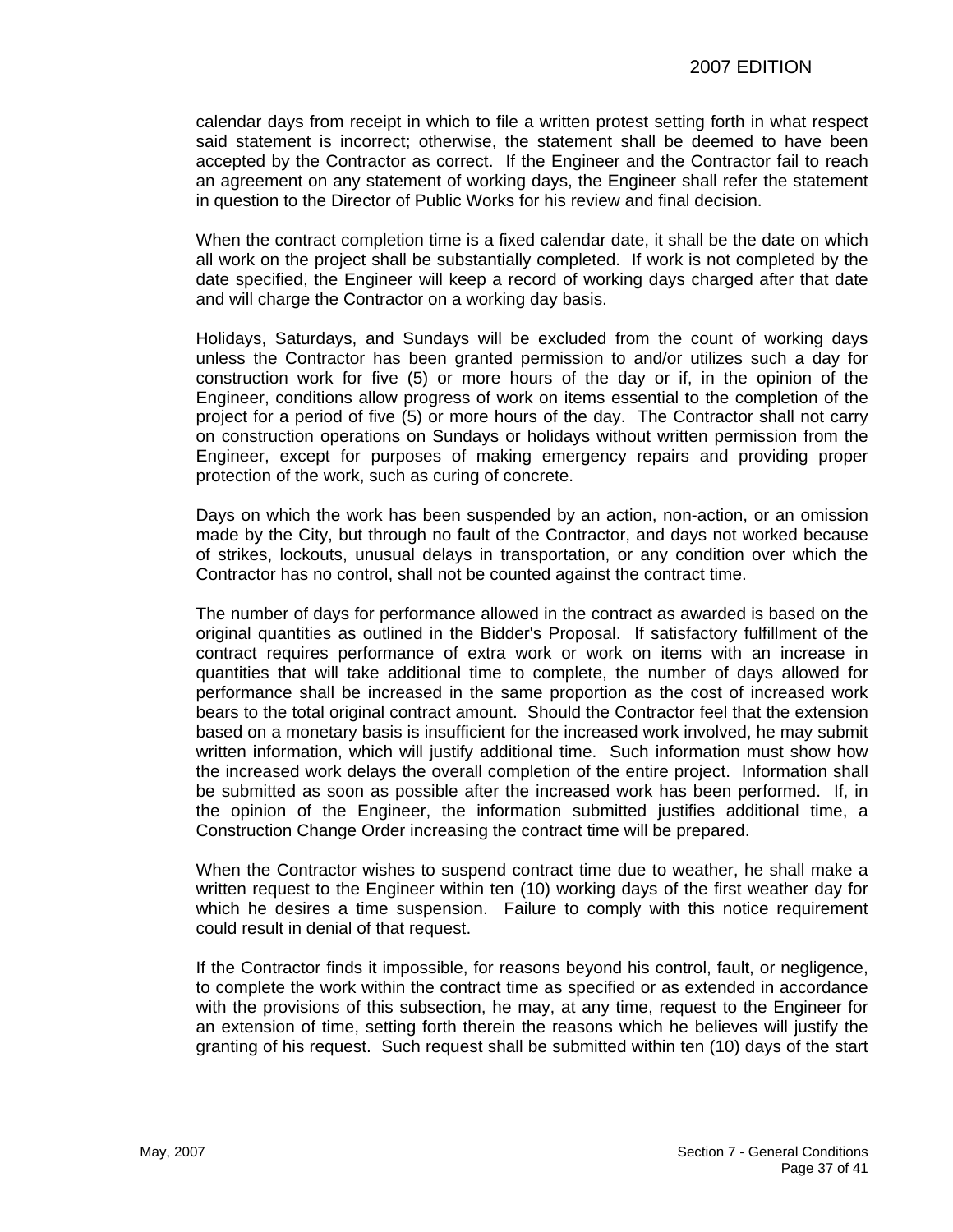calendar days from receipt in which to file a written protest setting forth in what respect said statement is incorrect; otherwise, the statement shall be deemed to have been accepted by the Contractor as correct. If the Engineer and the Contractor fail to reach an agreement on any statement of working days, the Engineer shall refer the statement in question to the Director of Public Works for his review and final decision.

When the contract completion time is a fixed calendar date, it shall be the date on which all work on the project shall be substantially completed. If work is not completed by the date specified, the Engineer will keep a record of working days charged after that date and will charge the Contractor on a working day basis.

Holidays, Saturdays, and Sundays will be excluded from the count of working days unless the Contractor has been granted permission to and/or utilizes such a day for construction work for five (5) or more hours of the day or if, in the opinion of the Engineer, conditions allow progress of work on items essential to the completion of the project for a period of five (5) or more hours of the day. The Contractor shall not carry on construction operations on Sundays or holidays without written permission from the Engineer, except for purposes of making emergency repairs and providing proper protection of the work, such as curing of concrete.

Days on which the work has been suspended by an action, non-action, or an omission made by the City, but through no fault of the Contractor, and days not worked because of strikes, lockouts, unusual delays in transportation, or any condition over which the Contractor has no control, shall not be counted against the contract time.

The number of days for performance allowed in the contract as awarded is based on the original quantities as outlined in the Bidder's Proposal. If satisfactory fulfillment of the contract requires performance of extra work or work on items with an increase in quantities that will take additional time to complete, the number of days allowed for performance shall be increased in the same proportion as the cost of increased work bears to the total original contract amount. Should the Contractor feel that the extension based on a monetary basis is insufficient for the increased work involved, he may submit written information, which will justify additional time. Such information must show how the increased work delays the overall completion of the entire project. Information shall be submitted as soon as possible after the increased work has been performed. If, in the opinion of the Engineer, the information submitted justifies additional time, a Construction Change Order increasing the contract time will be prepared.

When the Contractor wishes to suspend contract time due to weather, he shall make a written request to the Engineer within ten (10) working days of the first weather day for which he desires a time suspension. Failure to comply with this notice requirement could result in denial of that request.

If the Contractor finds it impossible, for reasons beyond his control, fault, or negligence, to complete the work within the contract time as specified or as extended in accordance with the provisions of this subsection, he may, at any time, request to the Engineer for an extension of time, setting forth therein the reasons which he believes will justify the granting of his request. Such request shall be submitted within ten (10) days of the start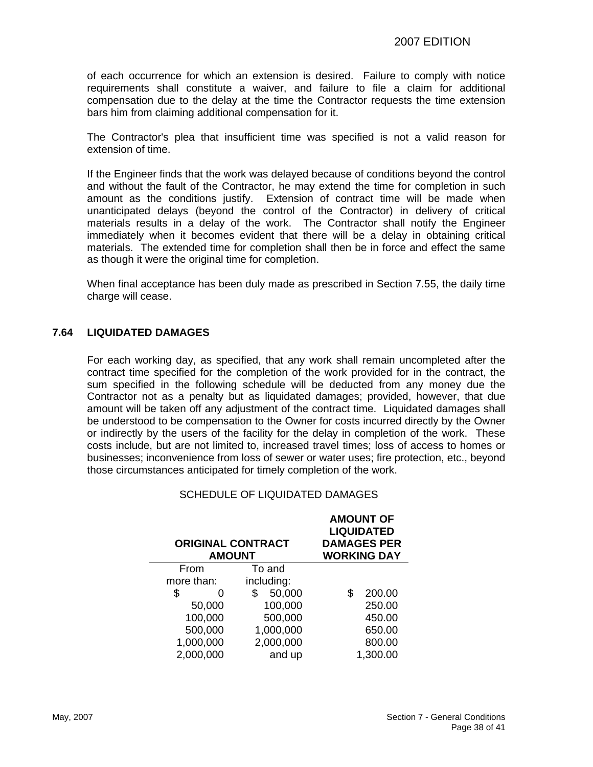of each occurrence for which an extension is desired. Failure to comply with notice requirements shall constitute a waiver, and failure to file a claim for additional compensation due to the delay at the time the Contractor requests the time extension bars him from claiming additional compensation for it.

The Contractor's plea that insufficient time was specified is not a valid reason for extension of time.

If the Engineer finds that the work was delayed because of conditions beyond the control and without the fault of the Contractor, he may extend the time for completion in such amount as the conditions justify. Extension of contract time will be made when unanticipated delays (beyond the control of the Contractor) in delivery of critical materials results in a delay of the work. The Contractor shall notify the Engineer immediately when it becomes evident that there will be a delay in obtaining critical materials. The extended time for completion shall then be in force and effect the same as though it were the original time for completion.

When final acceptance has been duly made as prescribed in Section 7.55, the daily time charge will cease.

## 7.64 LIQUIDATED DAMAGES

For each working day, as specified, that any work shall remain uncompleted after the contract time specified for the completion of the work provided for in the contract, the sum specified in the following schedule will be deducted from any money due the Contractor not as a penalty but as liquidated damages; provided, however, that due amount will be taken off any adjustment of the contract time. Liquidated damages shall be understood to be compensation to the Owner for costs incurred directly by the Owner or indirectly by the users of the facility for the delay in completion of the work. These costs include, but are not limited to, increased travel times; loss of access to homes or businesses; inconvenience from loss of sewer or water uses; fire protection, etc., beyond those circumstances anticipated for timely completion of the work.

SCHEDULE OF LIQUIDATED DAMAGES

| **ORIGINAL CONTRACT AMOUNT** | | **AMOUNT OF LIQUIDATED DAMAGES PER WORKING DAY** |
|---|---|---|
| From more than: | To and including: | |
| $ 0 | $ 50,000 | $ 200.00 |
| 50,000 | 100,000 | 250.00 |
| 100,000 | 500,000 | 450.00 |
| 500,000 | 1,000,000 | 650.00 |
| 1,000,000 | 2,000,000 | 800.00 |
| 2,000,000 | and up | 1,300.00 |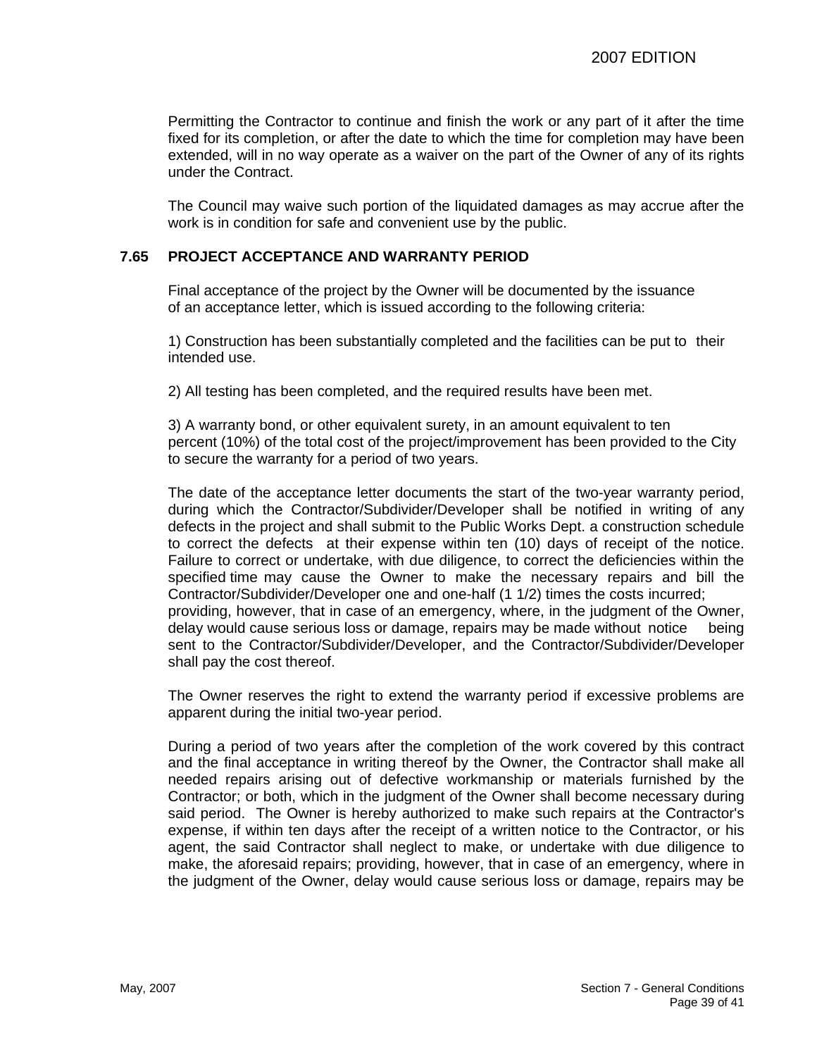Permitting the Contractor to continue and finish the work or any part of it after the time fixed for its completion, or after the date to which the time for completion may have been extended, will in no way operate as a waiver on the part of the Owner of any of its rights under the Contract.

The Council may waive such portion of the liquidated damages as may accrue after the work is in condition for safe and convenient use by the public.

### 7.65 PROJECT ACCEPTANCE AND WARRANTY PERIOD

Final acceptance of the project by the Owner will be documented by the issuance of an acceptance letter, which is issued according to the following criteria:

1) Construction has been substantially completed and the facilities can be put to their intended use.

2) All testing has been completed, and the required results have been met.

3) A warranty bond, or other equivalent surety, in an amount equivalent to ten percent (10%) of the total cost of the project/improvement has been provided to the City to secure the warranty for a period of two years.

The date of the acceptance letter documents the start of the two-year warranty period, during which the Contractor/Subdivider/Developer shall be notified in writing of any defects in the project and shall submit to the Public Works Dept. a construction schedule to correct the defects at their expense within ten (10) days of receipt of the notice. Failure to correct or undertake, with due diligence, to correct the deficiencies within the specified time may cause the Owner to make the necessary repairs and bill the Contractor/Subdivider/Developer one and one-half (1 1/2) times the costs incurred; providing, however, that in case of an emergency, where, in the judgment of the Owner, delay would cause serious loss or damage, repairs may be made without notice being sent to the Contractor/Subdivider/Developer, and the Contractor/Subdivider/Developer shall pay the cost thereof.

The Owner reserves the right to extend the warranty period if excessive problems are apparent during the initial two-year period.

During a period of two years after the completion of the work covered by this contract and the final acceptance in writing thereof by the Owner, the Contractor shall make all needed repairs arising out of defective workmanship or materials furnished by the Contractor; or both, which in the judgment of the Owner shall become necessary during said period. The Owner is hereby authorized to make such repairs at the Contractor's expense, if within ten days after the receipt of a written notice to the Contractor, or his agent, the said Contractor shall neglect to make, or undertake with due diligence to make, the aforesaid repairs; providing, however, that in case of an emergency, where in the judgment of the Owner, delay would cause serious loss or damage, repairs may be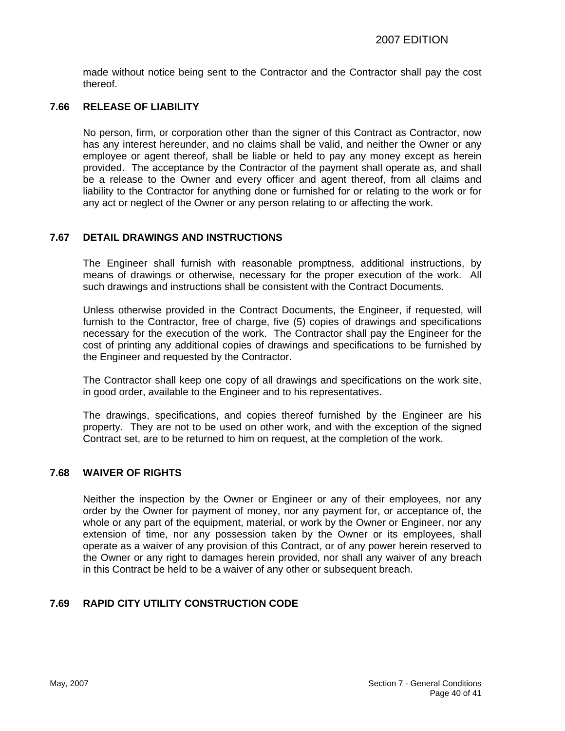made without notice being sent to the Contractor and the Contractor shall pay the cost thereof.

### 7.66 RELEASE OF LIABILITY

No person, firm, or corporation other than the signer of this Contract as Contractor, now has any interest hereunder, and no claims shall be valid, and neither the Owner or any employee or agent thereof, shall be liable or held to pay any money except as herein provided. The acceptance by the Contractor of the payment shall operate as, and shall be a release to the Owner and every officer and agent thereof, from all claims and liability to the Contractor for anything done or furnished for or relating to the work or for any act or neglect of the Owner or any person relating to or affecting the work.

### 7.67 DETAIL DRAWINGS AND INSTRUCTIONS

The Engineer shall furnish with reasonable promptness, additional instructions, by means of drawings or otherwise, necessary for the proper execution of the work. All such drawings and instructions shall be consistent with the Contract Documents.

Unless otherwise provided in the Contract Documents, the Engineer, if requested, will furnish to the Contractor, free of charge, five (5) copies of drawings and specifications necessary for the execution of the work. The Contractor shall pay the Engineer for the cost of printing any additional copies of drawings and specifications to be furnished by the Engineer and requested by the Contractor.

The Contractor shall keep one copy of all drawings and specifications on the work site, in good order, available to the Engineer and to his representatives.

The drawings, specifications, and copies thereof furnished by the Engineer are his property. They are not to be used on other work, and with the exception of the signed Contract set, are to be returned to him on request, at the completion of the work.

### 7.68 WAIVER OF RIGHTS

Neither the inspection by the Owner or Engineer or any of their employees, nor any order by the Owner for payment of money, nor any payment for, or acceptance of, the whole or any part of the equipment, material, or work by the Owner or Engineer, nor any extension of time, nor any possession taken by the Owner or its employees, shall operate as a waiver of any provision of this Contract, or of any power herein reserved to the Owner or any right to damages herein provided, nor shall any waiver of any breach in this Contract be held to be a waiver of any other or subsequent breach.

### 7.69 RAPID CITY UTILITY CONSTRUCTION CODE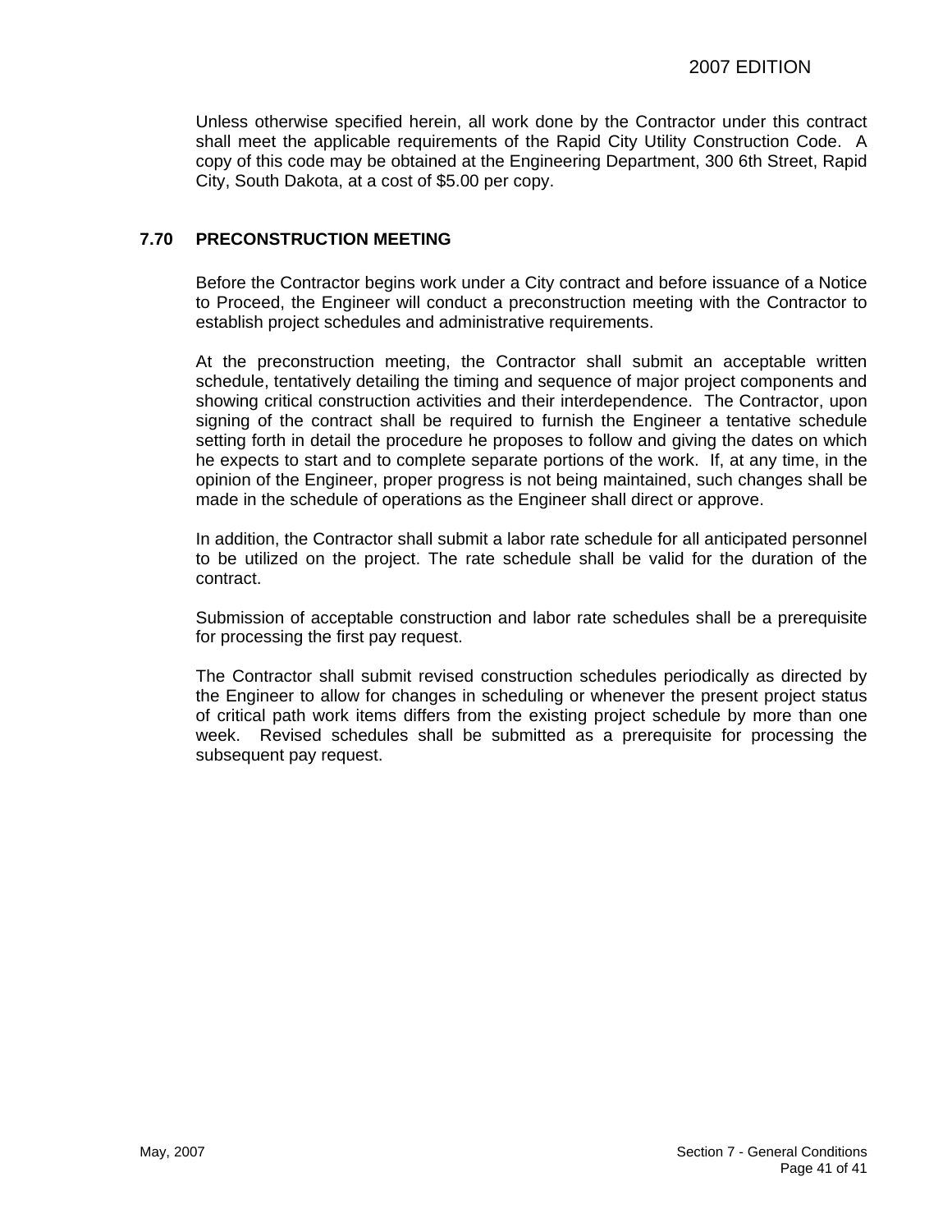Unless otherwise specified herein, all work done by the Contractor under this contract shall meet the applicable requirements of the Rapid City Utility Construction Code. A copy of this code may be obtained at the Engineering Department, 300 6th Street, Rapid City, South Dakota, at a cost of $5.00 per copy.

## 7.70 PRECONSTRUCTION MEETING

Before the Contractor begins work under a City contract and before issuance of a Notice to Proceed, the Engineer will conduct a preconstruction meeting with the Contractor to establish project schedules and administrative requirements.

At the preconstruction meeting, the Contractor shall submit an acceptable written schedule, tentatively detailing the timing and sequence of major project components and showing critical construction activities and their interdependence. The Contractor, upon signing of the contract shall be required to furnish the Engineer a tentative schedule setting forth in detail the procedure he proposes to follow and giving the dates on which he expects to start and to complete separate portions of the work. If, at any time, in the opinion of the Engineer, proper progress is not being maintained, such changes shall be made in the schedule of operations as the Engineer shall direct or approve.

In addition, the Contractor shall submit a labor rate schedule for all anticipated personnel to be utilized on the project. The rate schedule shall be valid for the duration of the contract.

Submission of acceptable construction and labor rate schedules shall be a prerequisite for processing the first pay request.

The Contractor shall submit revised construction schedules periodically as directed by the Engineer to allow for changes in scheduling or whenever the present project status of critical path work items differs from the existing project schedule by more than one week. Revised schedules shall be submitted as a prerequisite for processing the subsequent pay request.